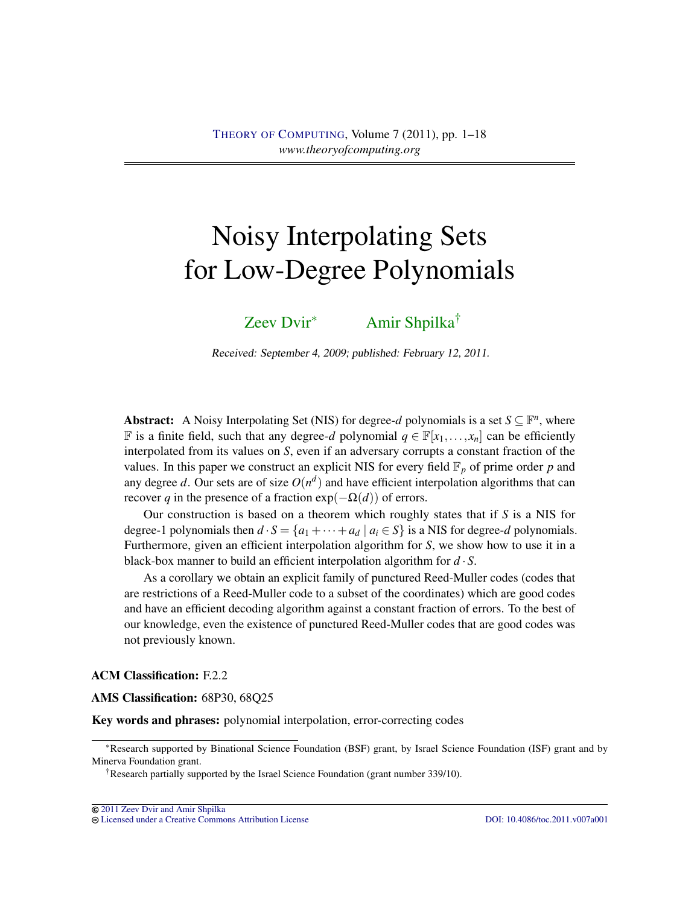# Noisy Interpolating Sets for Low-Degree Polynomials

Zeev Dvir[*] Amir Shpilka[†]

Received: September 4, 2009; published: February 12, 2011.

**Abstract:** A Noisy Interpolating Set (NIS) for degree-$d$ polynomials is a set $S \subseteq \mathbb{F}^n$, where $\mathbb{F}$ is a finite field, such that any degree-$d$ polynomial $q \in \mathbb{F}[x_1, \ldots, x_n]$ can be efficiently interpolated from its values on $S$, even if an adversary corrupts a constant fraction of the values. In this paper we construct an explicit NIS for every field $\mathbb{F}_p$ of prime order $p$ and any degree $d$. Our sets are of size $O(n^d)$ and have efficient interpolation algorithms that can recover $q$ in the presence of a fraction $\exp(-\Omega(d))$ of errors.

Our construction is based on a theorem which roughly states that if $S$ is a NIS for degree-1 polynomials then $d \cdot S = \{a_1 + \cdots + a_d \mid a_i \in S\}$ is a NIS for degree-$d$ polynomials. Furthermore, given an efficient interpolation algorithm for $S$, we show how to use it in a black-box manner to build an efficient interpolation algorithm for $d \cdot S$.

As a corollary we obtain an explicit family of punctured Reed-Muller codes (codes that are restrictions of a Reed-Muller code to a subset of the coordinates) which are good codes and have an efficient decoding algorithm against a constant fraction of errors. To the best of our knowledge, even the existence of punctured Reed-Muller codes that are good codes was not previously known.

**ACM Classification:** F.2.2

**AMS Classification:** 68P30, 68Q25

**Key words and phrases:** polynomial interpolation, error-correcting codes

---

[*]Research supported by Binational Science Foundation (BSF) grant, by Israel Science Foundation (ISF) grant and by Minerva Foundation grant.

[†]Research partially supported by the Israel Science Foundation (grant number 339/10).

© 2011 Zeev Dvir and Amir Shpilka
Licensed under a Creative Commons Attribution License DOI: 10.4086/toc.2011.v007a001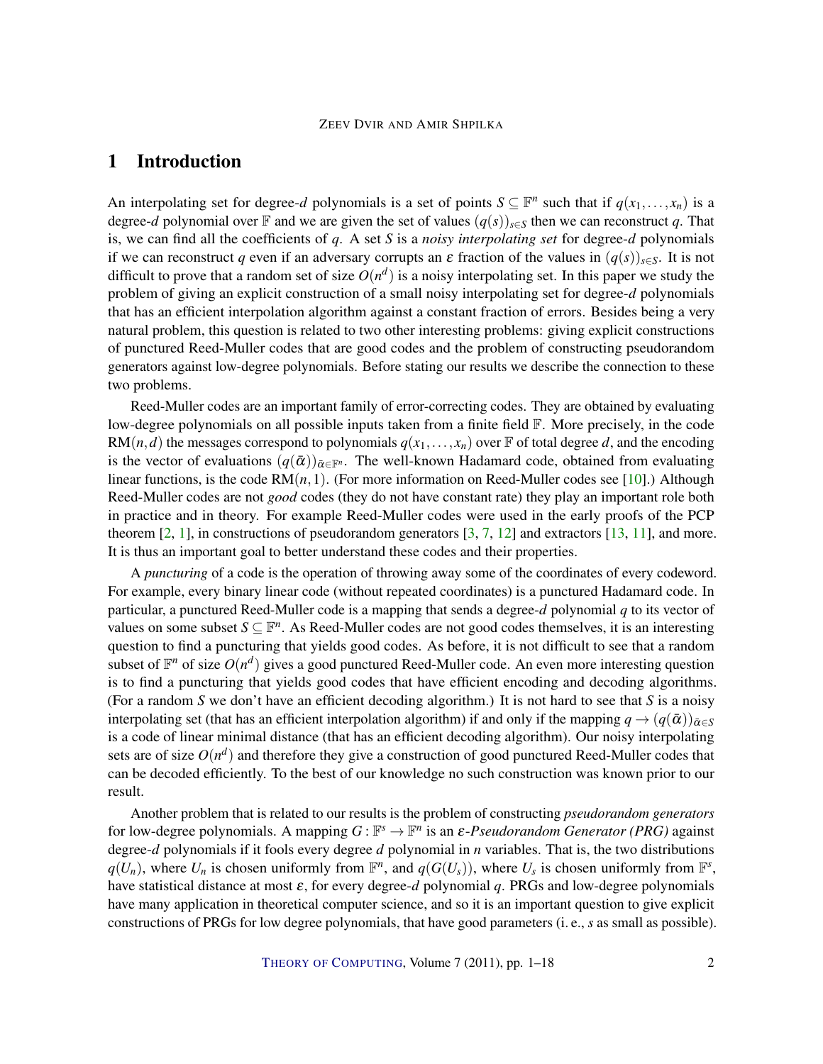# 1 Introduction

An interpolating set for degree-$d$ polynomials is a set of points $S \subseteq \mathbb{F}^n$ such that if $q(x_1,\ldots,x_n)$ is a degree-$d$ polynomial over $\mathbb{F}$ and we are given the set of values $(q(s))_{s\in S}$ then we can reconstruct $q$. That is, we can find all the coefficients of $q$. A set $S$ is a *noisy interpolating set* for degree-$d$ polynomials if we can reconstruct $q$ even if an adversary corrupts an $\varepsilon$ fraction of the values in $(q(s))_{s\in S}$. It is not difficult to prove that a random set of size $O(n^d)$ is a noisy interpolating set. In this paper we study the problem of giving an explicit construction of a small noisy interpolating set for degree-$d$ polynomials that has an efficient interpolation algorithm against a constant fraction of errors. Besides being a very natural problem, this question is related to two other interesting problems: giving explicit constructions of punctured Reed-Muller codes that are good codes and the problem of constructing pseudorandom generators against low-degree polynomials. Before stating our results we describe the connection to these two problems.

Reed-Muller codes are an important family of error-correcting codes. They are obtained by evaluating low-degree polynomials on all possible inputs taken from a finite field $\mathbb{F}$. More precisely, in the code $\mathrm{RM}(n,d)$ the messages correspond to polynomials $q(x_1,\ldots,x_n)$ over $\mathbb{F}$ of total degree $d$, and the encoding is the vector of evaluations $(q(\bar{\alpha}))_{\bar{\alpha}\in\mathbb{F}^n}$. The well-known Hadamard code, obtained from evaluating linear functions, is the code $\mathrm{RM}(n,1)$. (For more information on Reed-Muller codes see [10].) Although Reed-Muller codes are not *good* codes (they do not have constant rate) they play an important role both in practice and in theory. For example Reed-Muller codes were used in the early proofs of the PCP theorem [2, 1], in constructions of pseudorandom generators [3, 7, 12] and extractors [13, 11], and more. It is thus an important goal to better understand these codes and their properties.

A *puncturing* of a code is the operation of throwing away some of the coordinates of every codeword. For example, every binary linear code (without repeated coordinates) is a punctured Hadamard code. In particular, a punctured Reed-Muller code is a mapping that sends a degree-$d$ polynomial $q$ to its vector of values on some subset $S \subseteq \mathbb{F}^n$. As Reed-Muller codes are not good codes themselves, it is an interesting question to find a puncturing that yields good codes. As before, it is not difficult to see that a random subset of $\mathbb{F}^n$ of size $O(n^d)$ gives a good punctured Reed-Muller code. An even more interesting question is to find a puncturing that yields good codes that have efficient encoding and decoding algorithms. (For a random $S$ we don't have an efficient decoding algorithm.) It is not hard to see that $S$ is a noisy interpolating set (that has an efficient interpolation algorithm) if and only if the mapping $q \to (q(\bar{\alpha}))_{\bar{\alpha}\in S}$ is a code of linear minimal distance (that has an efficient decoding algorithm). Our noisy interpolating sets are of size $O(n^d)$ and therefore they give a construction of good punctured Reed-Muller codes that can be decoded efficiently. To the best of our knowledge no such construction was known prior to our result.

Another problem that is related to our results is the problem of constructing *pseudorandom generators* for low-degree polynomials. A mapping $G : \mathbb{F}^s \to \mathbb{F}^n$ is an *$\varepsilon$-Pseudorandom Generator (PRG)* against degree-$d$ polynomials if it fools every degree $d$ polynomial in $n$ variables. That is, the two distributions $q(U_n)$, where $U_n$ is chosen uniformly from $\mathbb{F}^n$, and $q(G(U_s))$, where $U_s$ is chosen uniformly from $\mathbb{F}^s$, have statistical distance at most $\varepsilon$, for every degree-$d$ polynomial $q$. PRGs and low-degree polynomials have many application in theoretical computer science, and so it is an important question to give explicit constructions of PRGs for low degree polynomials, that have good parameters (i. e., $s$ as small as possible).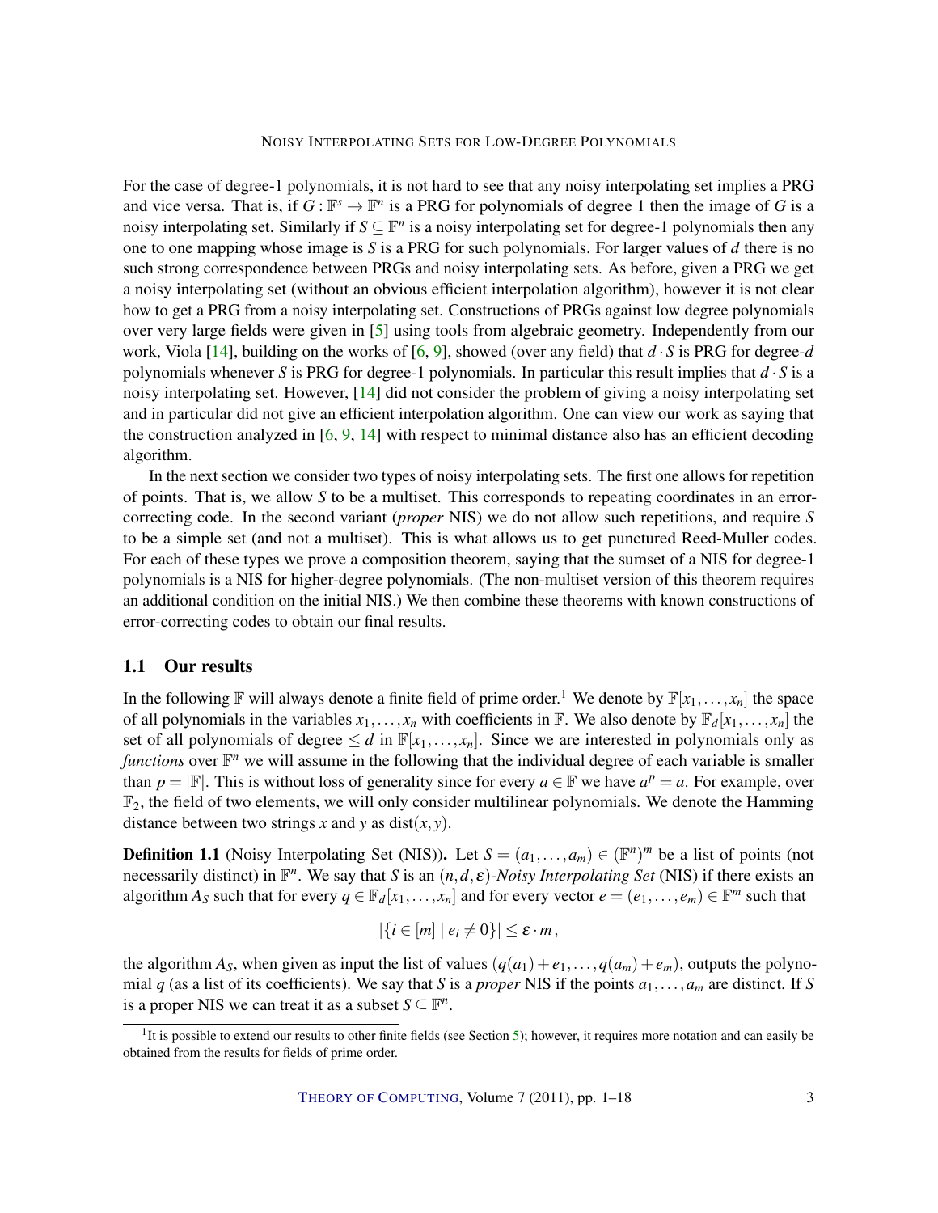For the case of degree-1 polynomials, it is not hard to see that any noisy interpolating set implies a PRG and vice versa. That is, if $G : \mathbb{F}^s \to \mathbb{F}^n$ is a PRG for polynomials of degree 1 then the image of $G$ is a noisy interpolating set. Similarly if $S \subseteq \mathbb{F}^n$ is a noisy interpolating set for degree-1 polynomials then any one to one mapping whose image is $S$ is a PRG for such polynomials. For larger values of $d$ there is no such strong correspondence between PRGs and noisy interpolating sets. As before, given a PRG we get a noisy interpolating set (without an obvious efficient interpolation algorithm), however it is not clear how to get a PRG from a noisy interpolating set. Constructions of PRGs against low degree polynomials over very large fields were given in [5] using tools from algebraic geometry. Independently from our work, Viola [14], building on the works of [6, 9], showed (over any field) that $d \cdot S$ is PRG for degree-$d$ polynomials whenever $S$ is PRG for degree-1 polynomials. In particular this result implies that $d \cdot S$ is a noisy interpolating set. However, [14] did not consider the problem of giving a noisy interpolating set and in particular did not give an efficient interpolation algorithm. One can view our work as saying that the construction analyzed in [6, 9, 14] with respect to minimal distance also has an efficient decoding algorithm.

In the next section we consider two types of noisy interpolating sets. The first one allows for repetition of points. That is, we allow $S$ to be a multiset. This corresponds to repeating coordinates in an error-correcting code. In the second variant (*proper* NIS) we do not allow such repetitions, and require $S$ to be a simple set (and not a multiset). This is what allows us to get punctured Reed-Muller codes. For each of these types we prove a composition theorem, saying that the sumset of a NIS for degree-1 polynomials is a NIS for higher-degree polynomials. (The non-multiset version of this theorem requires an additional condition on the initial NIS.) We then combine these theorems with known constructions of error-correcting codes to obtain our final results.

## 1.1 Our results

In the following $\mathbb{F}$ will always denote a finite field of prime order.[1] We denote by $\mathbb{F}[x_1, \ldots, x_n]$ the space of all polynomials in the variables $x_1, \ldots, x_n$ with coefficients in $\mathbb{F}$. We also denote by $\mathbb{F}_d[x_1, \ldots, x_n]$ the set of all polynomials of degree $\leq d$ in $\mathbb{F}[x_1, \ldots, x_n]$. Since we are interested in polynomials only as *functions* over $\mathbb{F}^n$ we will assume in the following that the individual degree of each variable is smaller than $p = |\mathbb{F}|$. This is without loss of generality since for every $a \in \mathbb{F}$ we have $a^p = a$. For example, over $\mathbb{F}_2$, the field of two elements, we will only consider multilinear polynomials. We denote the Hamming distance between two strings $x$ and $y$ as $\mathrm{dist}(x, y)$.

**Definition 1.1** (Noisy Interpolating Set (NIS))**.** Let $S = (a_1, \ldots, a_m) \in (\mathbb{F}^n)^m$ be a list of points (not necessarily distinct) in $\mathbb{F}^n$. We say that $S$ is an $(n, d, \varepsilon)$*-Noisy Interpolating Set* (NIS) if there exists an algorithm $A_S$ such that for every $q \in \mathbb{F}_d[x_1, \ldots, x_n]$ and for every vector $e = (e_1, \ldots, e_m) \in \mathbb{F}^m$ such that

$$|\{i \in [m] \mid e_i \neq 0\}| \leq \varepsilon \cdot m\,,$$

the algorithm $A_S$, when given as input the list of values $(q(a_1) + e_1, \ldots, q(a_m) + e_m)$, outputs the polynomial $q$ (as a list of its coefficients). We say that $S$ is a *proper* NIS if the points $a_1, \ldots, a_m$ are distinct. If $S$ is a proper NIS we can treat it as a subset $S \subseteq \mathbb{F}^n$.

[1] It is possible to extend our results to other finite fields (see Section 5); however, it requires more notation and can easily be obtained from the results for fields of prime order.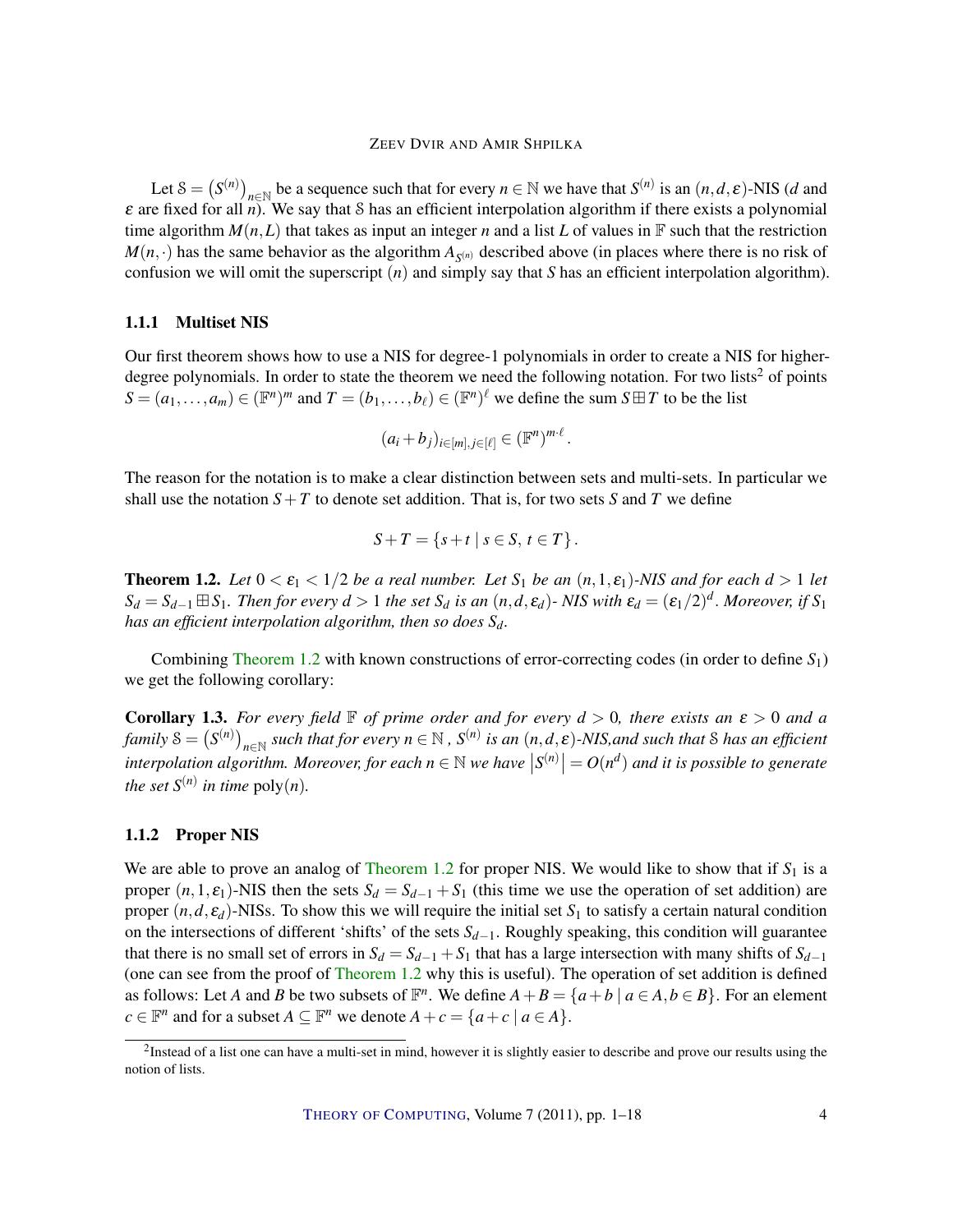Let $\mathcal{S} = \left(S^{(n)}\right)_{n\in\mathbb{N}}$ be a sequence such that for every $n \in \mathbb{N}$ we have that $S^{(n)}$ is an $(n,d,\varepsilon)$-NIS ($d$ and $\varepsilon$ are fixed for all $n$). We say that $\mathcal{S}$ has an efficient interpolation algorithm if there exists a polynomial time algorithm $M(n,L)$ that takes as input an integer $n$ and a list $L$ of values in $\mathbb{F}$ such that the restriction $M(n,\cdot)$ has the same behavior as the algorithm $A_{S^{(n)}}$ described above (in places where there is no risk of confusion we will omit the superscript $(n)$ and simply say that $S$ has an efficient interpolation algorithm).

#### 1.1.1 Multiset NIS

Our first theorem shows how to use a NIS for degree-1 polynomials in order to create a NIS for higher-degree polynomials. In order to state the theorem we need the following notation. For two lists[2] of points $S = (a_1,\dots,a_m) \in (\mathbb{F}^n)^m$ and $T = (b_1,\dots,b_\ell) \in (\mathbb{F}^n)^\ell$ we define the sum $S \boxplus T$ to be the list

$$(a_i + b_j)_{i\in[m],j\in[\ell]} \in (\mathbb{F}^n)^{m\cdot\ell}.$$

The reason for the notation is to make a clear distinction between sets and multi-sets. In particular we shall use the notation $S+T$ to denote set addition. That is, for two sets $S$ and $T$ we define

$$S+T = \{s+t \mid s \in S,\, t \in T\}.$$

**Theorem 1.2.** *Let $0 < \varepsilon_1 < 1/2$ be a real number. Let $S_1$ be an $(n,1,\varepsilon_1)$-NIS and for each $d > 1$ let $S_d = S_{d-1} \boxplus S_1$. Then for every $d > 1$ the set $S_d$ is an $(n,d,\varepsilon_d)$- NIS with $\varepsilon_d = (\varepsilon_1/2)^d$. Moreover, if $S_1$ has an efficient interpolation algorithm, then so does $S_d$.*

Combining Theorem 1.2 with known constructions of error-correcting codes (in order to define $S_1$) we get the following corollary:

**Corollary 1.3.** *For every field $\mathbb{F}$ of prime order and for every $d > 0$, there exists an $\varepsilon > 0$ and a family $\mathcal{S} = \left(S^{(n)}\right)_{n\in\mathbb{N}}$ such that for every $n \in \mathbb{N}$ , $S^{(n)}$ is an $(n,d,\varepsilon)$-NIS,and such that $\mathcal{S}$ has an efficient interpolation algorithm. Moreover, for each $n \in \mathbb{N}$ we have $\left|S^{(n)}\right| = O(n^d)$ and it is possible to generate the set $S^{(n)}$ in time $\mathrm{poly}(n)$.*

#### 1.1.2 Proper NIS

We are able to prove an analog of Theorem 1.2 for proper NIS. We would like to show that if $S_1$ is a proper $(n,1,\varepsilon_1)$-NIS then the sets $S_d = S_{d-1} + S_1$ (this time we use the operation of set addition) are proper $(n,d,\varepsilon_d)$-NISs. To show this we will require the initial set $S_1$ to satisfy a certain natural condition on the intersections of different 'shifts' of the sets $S_{d-1}$. Roughly speaking, this condition will guarantee that there is no small set of errors in $S_d = S_{d-1} + S_1$ that has a large intersection with many shifts of $S_{d-1}$ (one can see from the proof of Theorem 1.2 why this is useful). The operation of set addition is defined as follows: Let $A$ and $B$ be two subsets of $\mathbb{F}^n$. We define $A + B = \{a+b \mid a \in A, b \in B\}$. For an element $c \in \mathbb{F}^n$ and for a subset $A \subseteq \mathbb{F}^n$ we denote $A + c = \{a + c \mid a \in A\}$.

[2] Instead of a list one can have a multi-set in mind, however it is slightly easier to describe and prove our results using the notion of lists.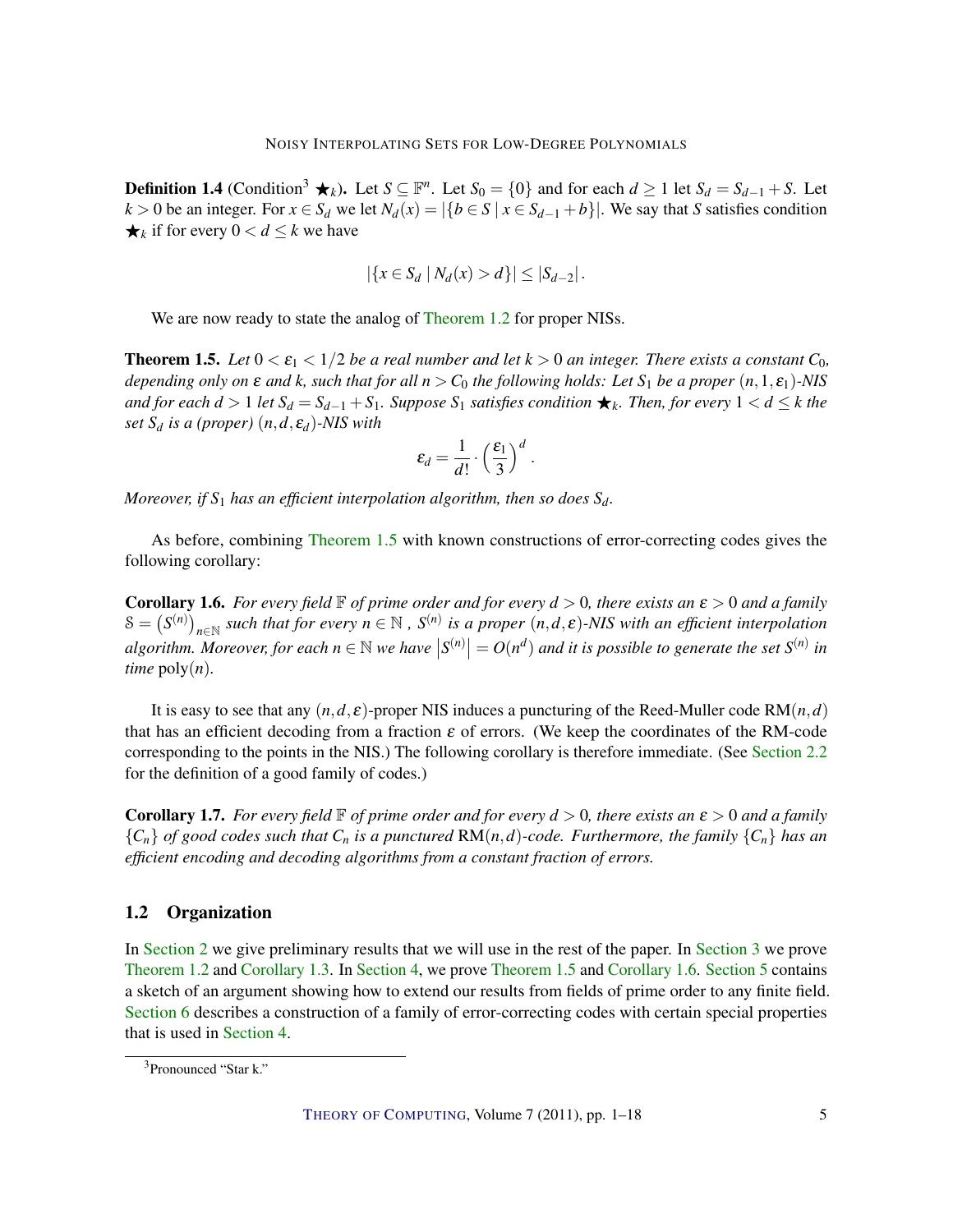**Definition 1.4** (Condition[3] $\bigstar_k$)**.** Let $S \subseteq \mathbb{F}^n$. Let $S_0 = \{0\}$ and for each $d \geq 1$ let $S_d = S_{d-1} + S$. Let $k > 0$ be an integer. For $x \in S_d$ we let $N_d(x) = |\{b \in S \mid x \in S_{d-1} + b\}|$. We say that $S$ satisfies condition $\bigstar_k$ if for every $0 < d \leq k$ we have

$$|\{x \in S_d \mid N_d(x) > d\}| \leq |S_{d-2}|.$$

We are now ready to state the analog of Theorem 1.2 for proper NISs.

**Theorem 1.5.** *Let $0 < \varepsilon_1 < 1/2$ be a real number and let $k > 0$ an integer. There exists a constant $C_0$, depending only on $\varepsilon$ and $k$, such that for all $n > C_0$ the following holds: Let $S_1$ be a proper $(n, 1, \varepsilon_1)$-NIS and for each $d > 1$ let $S_d = S_{d-1} + S_1$. Suppose $S_1$ satisfies condition $\bigstar_k$. Then, for every $1 < d \leq k$ the set $S_d$ is a (proper) $(n, d, \varepsilon_d)$-NIS with*

$$\varepsilon_d = \frac{1}{d!} \cdot \left(\frac{\varepsilon_1}{3}\right)^d.$$

*Moreover, if $S_1$ has an efficient interpolation algorithm, then so does $S_d$.*

As before, combining Theorem 1.5 with known constructions of error-correcting codes gives the following corollary:

**Corollary 1.6.** *For every field $\mathbb{F}$ of prime order and for every $d > 0$, there exists an $\varepsilon > 0$ and a family $\mathcal{S} = \left(S^{(n)}\right)_{n \in \mathbb{N}}$ such that for every $n \in \mathbb{N}$, $S^{(n)}$ is a proper $(n, d, \varepsilon)$-NIS with an efficient interpolation algorithm. Moreover, for each $n \in \mathbb{N}$ we have $\left|S^{(n)}\right| = O(n^d)$ and it is possible to generate the set $S^{(n)}$ in time* $\mathrm{poly}(n)$.

It is easy to see that any $(n, d, \varepsilon)$-proper NIS induces a puncturing of the Reed-Muller code $\mathrm{RM}(n, d)$ that has an efficient decoding from a fraction $\varepsilon$ of errors. (We keep the coordinates of the RM-code corresponding to the points in the NIS.) The following corollary is therefore immediate. (See Section 2.2 for the definition of a good family of codes.)

**Corollary 1.7.** *For every field $\mathbb{F}$ of prime order and for every $d > 0$, there exists an $\varepsilon > 0$ and a family $\{C_n\}$ of good codes such that $C_n$ is a punctured* $\mathrm{RM}(n, d)$*-code. Furthermore, the family $\{C_n\}$ has an efficient encoding and decoding algorithms from a constant fraction of errors.*

## 1.2 Organization

In Section 2 we give preliminary results that we will use in the rest of the paper. In Section 3 we prove Theorem 1.2 and Corollary 1.3. In Section 4, we prove Theorem 1.5 and Corollary 1.6. Section 5 contains a sketch of an argument showing how to extend our results from fields of prime order to any finite field. Section 6 describes a construction of a family of error-correcting codes with certain special properties that is used in Section 4.

[3] Pronounced "Star k."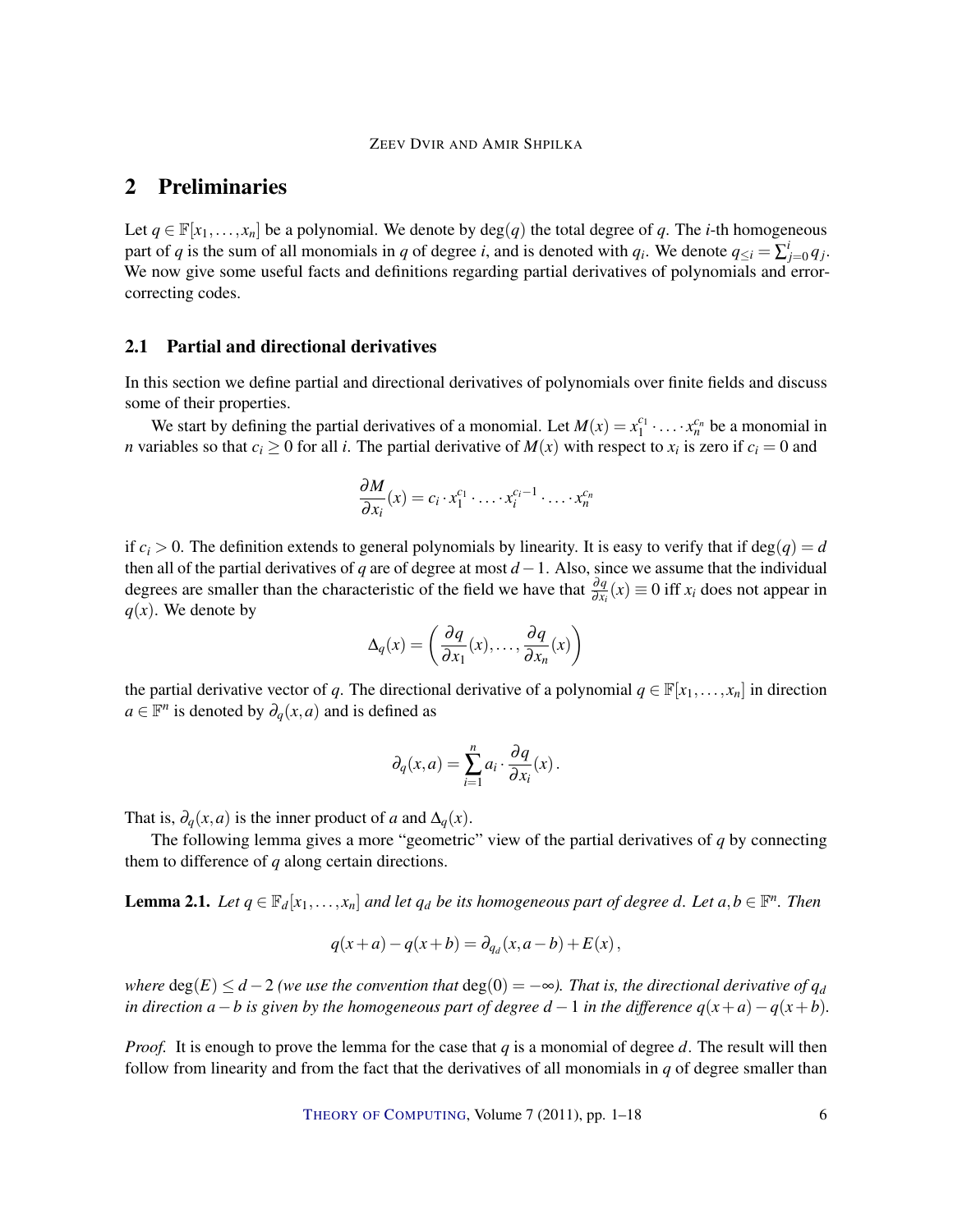## 2 Preliminaries

Let $q \in \mathbb{F}[x_1,\ldots,x_n]$ be a polynomial. We denote by $\deg(q)$ the total degree of $q$. The $i$-th homogeneous part of $q$ is the sum of all monomials in $q$ of degree $i$, and is denoted with $q_i$. We denote $q_{\le i} = \sum_{j=0}^{i} q_j$. We now give some useful facts and definitions regarding partial derivatives of polynomials and error-correcting codes.

### 2.1 Partial and directional derivatives

In this section we define partial and directional derivatives of polynomials over finite fields and discuss some of their properties.

We start by defining the partial derivatives of a monomial. Let $M(x) = x_1^{c_1} \cdot \ldots \cdot x_n^{c_n}$ be a monomial in $n$ variables so that $c_i \ge 0$ for all $i$. The partial derivative of $M(x)$ with respect to $x_i$ is zero if $c_i = 0$ and

$$\frac{\partial M}{\partial x_i}(x) = c_i \cdot x_1^{c_1} \cdot \ldots \cdot x_i^{c_i - 1} \cdot \ldots \cdot x_n^{c_n}$$

if $c_i > 0$. The definition extends to general polynomials by linearity. It is easy to verify that if $\deg(q) = d$ then all of the partial derivatives of $q$ are of degree at most $d-1$. Also, since we assume that the individual degrees are smaller than the characteristic of the field we have that $\frac{\partial q}{\partial x_i}(x) \equiv 0$ iff $x_i$ does not appear in $q(x)$. We denote by

$$\Delta_q(x) = \left( \frac{\partial q}{\partial x_1}(x), \ldots, \frac{\partial q}{\partial x_n}(x) \right)$$

the partial derivative vector of $q$. The directional derivative of a polynomial $q \in \mathbb{F}[x_1,\ldots,x_n]$ in direction $a \in \mathbb{F}^n$ is denoted by $\partial_q(x,a)$ and is defined as

$$\partial_q(x,a) = \sum_{i=1}^{n} a_i \cdot \frac{\partial q}{\partial x_i}(x) .$$

That is, $\partial_q(x,a)$ is the inner product of $a$ and $\Delta_q(x)$.

The following lemma gives a more "geometric" view of the partial derivatives of $q$ by connecting them to difference of $q$ along certain directions.

**Lemma 2.1.** *Let $q \in \mathbb{F}_d[x_1,\ldots,x_n]$ and let $q_d$ be its homogeneous part of degree $d$. Let $a,b \in \mathbb{F}^n$. Then*

$$q(x+a) - q(x+b) = \partial_{q_d}(x, a-b) + E(x) ,$$

*where $\deg(E) \le d-2$ (we use the convention that $\deg(0) = -\infty$). That is, the directional derivative of $q_d$ in direction $a-b$ is given by the homogeneous part of degree $d-1$ in the difference $q(x+a) - q(x+b)$.*

*Proof.* It is enough to prove the lemma for the case that $q$ is a monomial of degree $d$. The result will then follow from linearity and from the fact that the derivatives of all monomials in $q$ of degree smaller than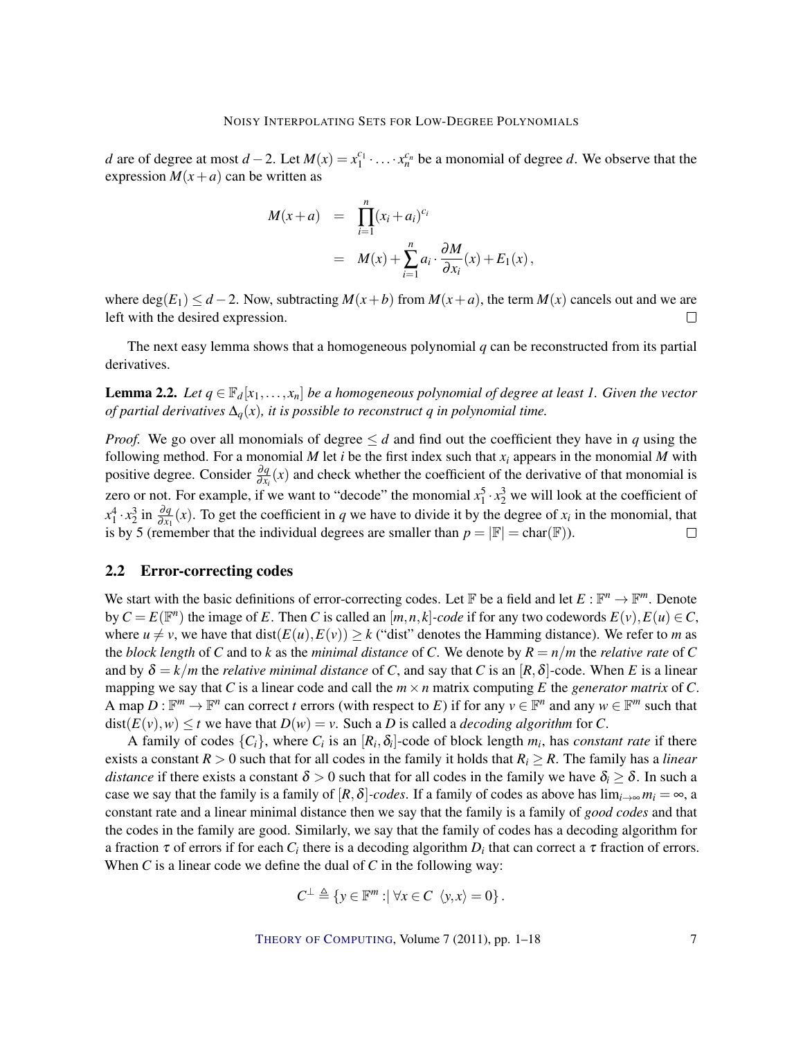$d$ are of degree at most $d-2$. Let $M(x) = x_1^{c_1} \cdot \ldots \cdot x_n^{c_n}$ be a monomial of degree $d$. We observe that the expression $M(x+a)$ can be written as

$$
\begin{aligned}
M(x+a) &= \prod_{i=1}^{n} (x_i + a_i)^{c_i} \\
&= M(x) + \sum_{i=1}^{n} a_i \cdot \frac{\partial M}{\partial x_i}(x) + E_1(x),
\end{aligned}
$$

where $\deg(E_1) \leq d-2$. Now, subtracting $M(x+b)$ from $M(x+a)$, the term $M(x)$ cancels out and we are left with the desired expression. □

The next easy lemma shows that a homogeneous polynomial $q$ can be reconstructed from its partial derivatives.

**Lemma 2.2.** *Let $q \in \mathbb{F}_d[x_1, \ldots, x_n]$ be a homogeneous polynomial of degree at least 1. Given the vector of partial derivatives $\Delta_q(x)$, it is possible to reconstruct $q$ in polynomial time.*

*Proof.* We go over all monomials of degree $\leq d$ and find out the coefficient they have in $q$ using the following method. For a monomial $M$ let $i$ be the first index such that $x_i$ appears in the monomial $M$ with positive degree. Consider $\frac{\partial q}{\partial x_i}(x)$ and check whether the coefficient of the derivative of that monomial is zero or not. For example, if we want to "decode" the monomial $x_1^5 \cdot x_2^3$ we will look at the coefficient of $x_1^4 \cdot x_2^3$ in $\frac{\partial q}{\partial x_1}(x)$. To get the coefficient in $q$ we have to divide it by the degree of $x_i$ in the monomial, that is by 5 (remember that the individual degrees are smaller than $p = |\mathbb{F}| = \text{char}(\mathbb{F})$). □

## 2.2 Error-correcting codes

We start with the basic definitions of error-correcting codes. Let $\mathbb{F}$ be a field and let $E : \mathbb{F}^n \to \mathbb{F}^m$. Denote by $C = E(\mathbb{F}^n)$ the image of $E$. Then $C$ is called an $[m,n,k]$*-code* if for any two codewords $E(v), E(u) \in C$, where $u \neq v$, we have that $\text{dist}(E(u), E(v)) \geq k$ ("dist" denotes the Hamming distance). We refer to $m$ as the *block length* of $C$ and to $k$ as the *minimal distance* of $C$. We denote by $R = n/m$ the *relative rate* of $C$ and by $\delta = k/m$ the *relative minimal distance* of $C$, and say that $C$ is an $[R, \delta]$-code. When $E$ is a linear mapping we say that $C$ is a linear code and call the $m \times n$ matrix computing $E$ the *generator matrix* of $C$. A map $D : \mathbb{F}^m \to \mathbb{F}^n$ can correct $t$ errors (with respect to $E$) if for any $v \in \mathbb{F}^n$ and any $w \in \mathbb{F}^m$ such that $\text{dist}(E(v), w) \leq t$ we have that $D(w) = v$. Such a $D$ is called a *decoding algorithm* for $C$.

A family of codes $\{C_i\}$, where $C_i$ is an $[R_i, \delta_i]$-code of block length $m_i$, has *constant rate* if there exists a constant $R > 0$ such that for all codes in the family it holds that $R_i \geq R$. The family has a *linear distance* if there exists a constant $\delta > 0$ such that for all codes in the family we have $\delta_i \geq \delta$. In such a case we say that the family is a family of $[R, \delta]$*-codes*. If a family of codes as above has $\lim_{i \to \infty} m_i = \infty$, a constant rate and a linear minimal distance then we say that the family is a family of *good codes* and that the codes in the family are good. Similarly, we say that the family of codes has a decoding algorithm for a fraction $\tau$ of errors if for each $C_i$ there is a decoding algorithm $D_i$ that can correct a $\tau$ fraction of errors. When $C$ is a linear code we define the dual of $C$ in the following way:

$$
C^{\perp} \triangleq \{ y \in \mathbb{F}^m :| \, \forall x \in C \;\; \langle y, x \rangle = 0 \}.
$$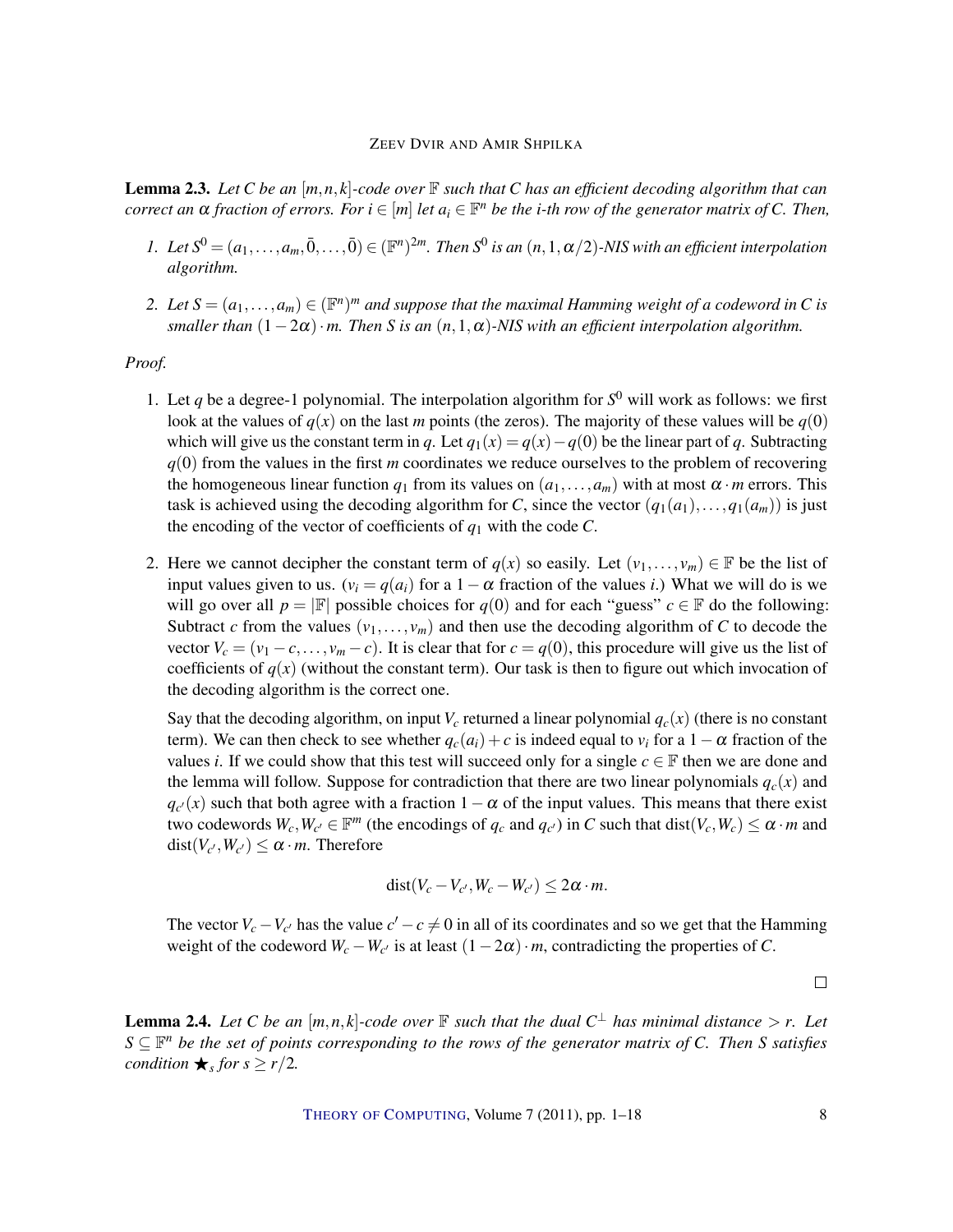**Lemma 2.3.** *Let $C$ be an $[m,n,k]$-code over $\mathbb{F}$ such that $C$ has an efficient decoding algorithm that can correct an $\alpha$ fraction of errors. For $i \in [m]$ let $a_i \in \mathbb{F}^n$ be the $i$-th row of the generator matrix of $C$. Then,*

1. *Let $S^0 = (a_1, \ldots, a_m, \bar{0}, \ldots, \bar{0}) \in (\mathbb{F}^n)^{2m}$. Then $S^0$ is an $(n, 1, \alpha/2)$-NIS with an efficient interpolation algorithm.*

2. *Let $S = (a_1, \ldots, a_m) \in (\mathbb{F}^n)^m$ and suppose that the maximal Hamming weight of a codeword in $C$ is smaller than $(1-2\alpha) \cdot m$. Then $S$ is an $(n, 1, \alpha)$-NIS with an efficient interpolation algorithm.*

*Proof.*

1. Let $q$ be a degree-1 polynomial. The interpolation algorithm for $S^0$ will work as follows: we first look at the values of $q(x)$ on the last $m$ points (the zeros). The majority of these values will be $q(0)$ which will give us the constant term in $q$. Let $q_1(x) = q(x) - q(0)$ be the linear part of $q$. Subtracting $q(0)$ from the values in the first $m$ coordinates we reduce ourselves to the problem of recovering the homogeneous linear function $q_1$ from its values on $(a_1, \ldots, a_m)$ with at most $\alpha \cdot m$ errors. This task is achieved using the decoding algorithm for $C$, since the vector $(q_1(a_1), \ldots, q_1(a_m))$ is just the encoding of the vector of coefficients of $q_1$ with the code $C$.

2. Here we cannot decipher the constant term of $q(x)$ so easily. Let $(v_1, \ldots, v_m) \in \mathbb{F}$ be the list of input values given to us. ($v_i = q(a_i)$ for a $1-\alpha$ fraction of the values $i$.) What we will do is we will go over all $p = |\mathbb{F}|$ possible choices for $q(0)$ and for each "guess" $c \in \mathbb{F}$ do the following: Subtract $c$ from the values $(v_1, \ldots, v_m)$ and then use the decoding algorithm of $C$ to decode the vector $V_c = (v_1 - c, \ldots, v_m - c)$. It is clear that for $c = q(0)$, this procedure will give us the list of coefficients of $q(x)$ (without the constant term). Our task is then to figure out which invocation of the decoding algorithm is the correct one.

   Say that the decoding algorithm, on input $V_c$ returned a linear polynomial $q_c(x)$ (there is no constant term). We can then check to see whether $q_c(a_i) + c$ is indeed equal to $v_i$ for a $1-\alpha$ fraction of the values $i$. If we could show that this test will succeed only for a single $c \in \mathbb{F}$ then we are done and the lemma will follow. Suppose for contradiction that there are two linear polynomials $q_c(x)$ and $q_{c'}(x)$ such that both agree with a fraction $1-\alpha$ of the input values. This means that there exist two codewords $W_c, W_{c'} \in \mathbb{F}^m$ (the encodings of $q_c$ and $q_{c'}$) in $C$ such that $\mathrm{dist}(V_c, W_c) \leq \alpha \cdot m$ and $\mathrm{dist}(V_{c'}, W_{c'}) \leq \alpha \cdot m$. Therefore

   $$\mathrm{dist}(V_c - V_{c'}, W_c - W_{c'}) \leq 2\alpha \cdot m.$$

   The vector $V_c - V_{c'}$ has the value $c' - c \neq 0$ in all of its coordinates and so we get that the Hamming weight of the codeword $W_c - W_{c'}$ is at least $(1-2\alpha) \cdot m$, contradicting the properties of $C$.

□

**Lemma 2.4.** *Let $C$ be an $[m,n,k]$-code over $\mathbb{F}$ such that the dual $C^{\perp}$ has minimal distance $> r$. Let $S \subseteq \mathbb{F}^n$ be the set of points corresponding to the rows of the generator matrix of $C$. Then $S$ satisfies condition $\bigstar_s$ for $s \geq r/2$.*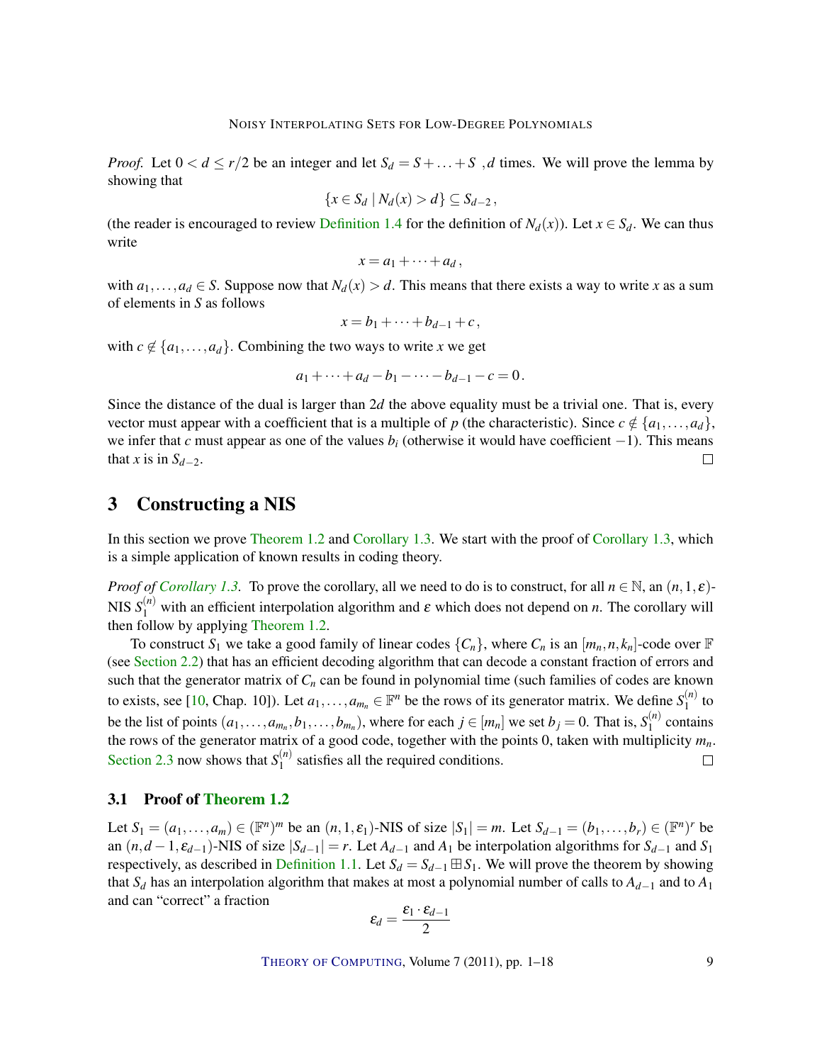*Proof.* Let $0 < d \le r/2$ be an integer and let $S_d = S + \ldots + S$ ,$d$ times. We will prove the lemma by showing that

$$\{x \in S_d \mid N_d(x) > d\} \subseteq S_{d-2}\,,$$

(the reader is encouraged to review Definition 1.4 for the definition of $N_d(x)$). Let $x \in S_d$. We can thus write

$$x = a_1 + \cdots + a_d\,,$$

with $a_1, \ldots, a_d \in S$. Suppose now that $N_d(x) > d$. This means that there exists a way to write $x$ as a sum of elements in $S$ as follows

$$x = b_1 + \cdots + b_{d-1} + c\,,$$

with $c \notin \{a_1, \ldots, a_d\}$. Combining the two ways to write $x$ we get

$$a_1 + \cdots + a_d - b_1 - \cdots - b_{d-1} - c = 0\,.$$

Since the distance of the dual is larger than $2d$ the above equality must be a trivial one. That is, every vector must appear with a coefficient that is a multiple of $p$ (the characteristic). Since $c \notin \{a_1, \ldots, a_d\}$, we infer that $c$ must appear as one of the values $b_i$ (otherwise it would have coefficient $-1$). This means that $x$ is in $S_{d-2}$. □

## 3 Constructing a NIS

In this section we prove Theorem 1.2 and Corollary 1.3. We start with the proof of Corollary 1.3, which is a simple application of known results in coding theory.

*Proof of Corollary 1.3.* To prove the corollary, all we need to do is to construct, for all $n \in \mathbb{N}$, an $(n, 1, \varepsilon)$-NIS $S_1^{(n)}$ with an efficient interpolation algorithm and $\varepsilon$ which does not depend on $n$. The corollary will then follow by applying Theorem 1.2.

To construct $S_1$ we take a good family of linear codes $\{C_n\}$, where $C_n$ is an $[m_n, n, k_n]$-code over $\mathbb{F}$ (see Section 2.2) that has an efficient decoding algorithm that can decode a constant fraction of errors and such that the generator matrix of $C_n$ can be found in polynomial time (such families of codes are known to exists, see [10, Chap. 10]). Let $a_1, \ldots, a_{m_n} \in \mathbb{F}^n$ be the rows of its generator matrix. We define $S_1^{(n)}$ to be the list of points $(a_1, \ldots, a_{m_n}, b_1, \ldots, b_{m_n})$, where for each $j \in [m_n]$ we set $b_j = 0$. That is, $S_1^{(n)}$ contains the rows of the generator matrix of a good code, together with the points 0, taken with multiplicity $m_n$. Section 2.3 now shows that $S_1^{(n)}$ satisfies all the required conditions. □

### 3.1 Proof of Theorem 1.2

Let $S_1 = (a_1, \ldots, a_m) \in (\mathbb{F}^n)^m$ be an $(n, 1, \varepsilon_1)$-NIS of size $|S_1| = m$. Let $S_{d-1} = (b_1, \ldots, b_r) \in (\mathbb{F}^n)^r$ be an $(n, d-1, \varepsilon_{d-1})$-NIS of size $|S_{d-1}| = r$. Let $A_{d-1}$ and $A_1$ be interpolation algorithms for $S_{d-1}$ and $S_1$ respectively, as described in Definition 1.1. Let $S_d = S_{d-1} \boxplus S_1$. We will prove the theorem by showing that $S_d$ has an interpolation algorithm that makes at most a polynomial number of calls to $A_{d-1}$ and to $A_1$ and can "correct" a fraction

$$\varepsilon_d = \frac{\varepsilon_1 \cdot \varepsilon_{d-1}}{2}$$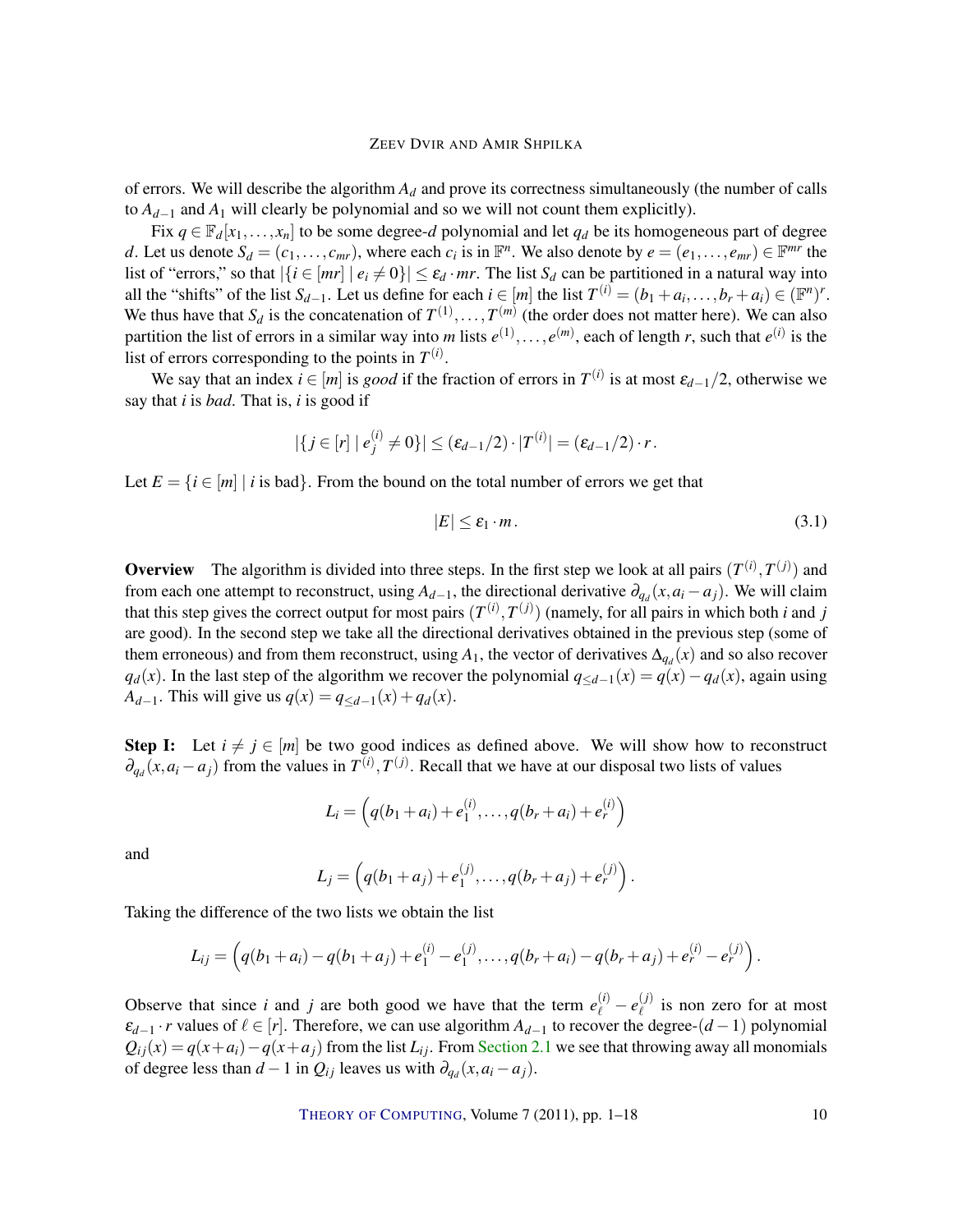of errors. We will describe the algorithm $A_d$ and prove its correctness simultaneously (the number of calls to $A_{d-1}$ and $A_1$ will clearly be polynomial and so we will not count them explicitly).

Fix $q \in \mathbb{F}_d[x_1,\dots,x_n]$ to be some degree-$d$ polynomial and let $q_d$ be its homogeneous part of degree $d$. Let us denote $S_d = (c_1,\dots,c_{mr})$, where each $c_i$ is in $\mathbb{F}^n$. We also denote by $e = (e_1,\dots,e_{mr}) \in \mathbb{F}^{mr}$ the list of "errors," so that $|\{i \in [mr] \mid e_i \neq 0\}| \leq \varepsilon_d \cdot mr$. The list $S_d$ can be partitioned in a natural way into all the "shifts" of the list $S_{d-1}$. Let us define for each $i \in [m]$ the list $T^{(i)} = (b_1 + a_i, \dots, b_r + a_i) \in (\mathbb{F}^n)^r$. We thus have that $S_d$ is the concatenation of $T^{(1)},\dots,T^{(m)}$ (the order does not matter here). We can also partition the list of errors in a similar way into $m$ lists $e^{(1)},\dots,e^{(m)}$, each of length $r$, such that $e^{(i)}$ is the list of errors corresponding to the points in $T^{(i)}$.

We say that an index $i \in [m]$ is *good* if the fraction of errors in $T^{(i)}$ is at most $\varepsilon_{d-1}/2$, otherwise we say that $i$ is *bad*. That is, $i$ is good if

$$|\{j \in [r] \mid e^{(i)}_j \neq 0\}| \leq (\varepsilon_{d-1}/2) \cdot |T^{(i)}| = (\varepsilon_{d-1}/2) \cdot r\,.$$

Let $E = \{i \in [m] \mid i \text{ is bad}\}$. From the bound on the total number of errors we get that

$$|E| \leq \varepsilon_1 \cdot m\,. \tag{3.1}$$

**Overview** The algorithm is divided into three steps. In the first step we look at all pairs $(T^{(i)}, T^{(j)})$ and from each one attempt to reconstruct, using $A_{d-1}$, the directional derivative $\partial_{q_d}(x, a_i - a_j)$. We will claim that this step gives the correct output for most pairs $(T^{(i)}, T^{(j)})$ (namely, for all pairs in which both $i$ and $j$ are good). In the second step we take all the directional derivatives obtained in the previous step (some of them erroneous) and from them reconstruct, using $A_1$, the vector of derivatives $\Delta_{q_d}(x)$ and so also recover $q_d(x)$. In the last step of the algorithm we recover the polynomial $q_{\leq d-1}(x) = q(x) - q_d(x)$, again using $A_{d-1}$. This will give us $q(x) = q_{\leq d-1}(x) + q_d(x)$.

**Step I:** Let $i \neq j \in [m]$ be two good indices as defined above. We will show how to reconstruct $\partial_{q_d}(x, a_i - a_j)$ from the values in $T^{(i)}, T^{(j)}$. Recall that we have at our disposal two lists of values

$$L_i = \left(q(b_1 + a_i) + e^{(i)}_1, \dots, q(b_r + a_i) + e^{(i)}_r\right)$$

and

$$L_j = \left(q(b_1 + a_j) + e^{(j)}_1, \dots, q(b_r + a_j) + e^{(j)}_r\right).$$

Taking the difference of the two lists we obtain the list

$$L_{ij} = \left(q(b_1 + a_i) - q(b_1 + a_j) + e^{(i)}_1 - e^{(j)}_1, \dots, q(b_r + a_i) - q(b_r + a_j) + e^{(i)}_r - e^{(j)}_r\right).$$

Observe that since $i$ and $j$ are both good we have that the term $e^{(i)}_\ell - e^{(j)}_\ell$ is non zero for at most $\varepsilon_{d-1} \cdot r$ values of $\ell \in [r]$. Therefore, we can use algorithm $A_{d-1}$ to recover the degree-$(d-1)$ polynomial $Q_{ij}(x) = q(x + a_i) - q(x + a_j)$ from the list $L_{ij}$. From Section 2.1 we see that throwing away all monomials of degree less than $d-1$ in $Q_{ij}$ leaves us with $\partial_{q_d}(x, a_i - a_j)$.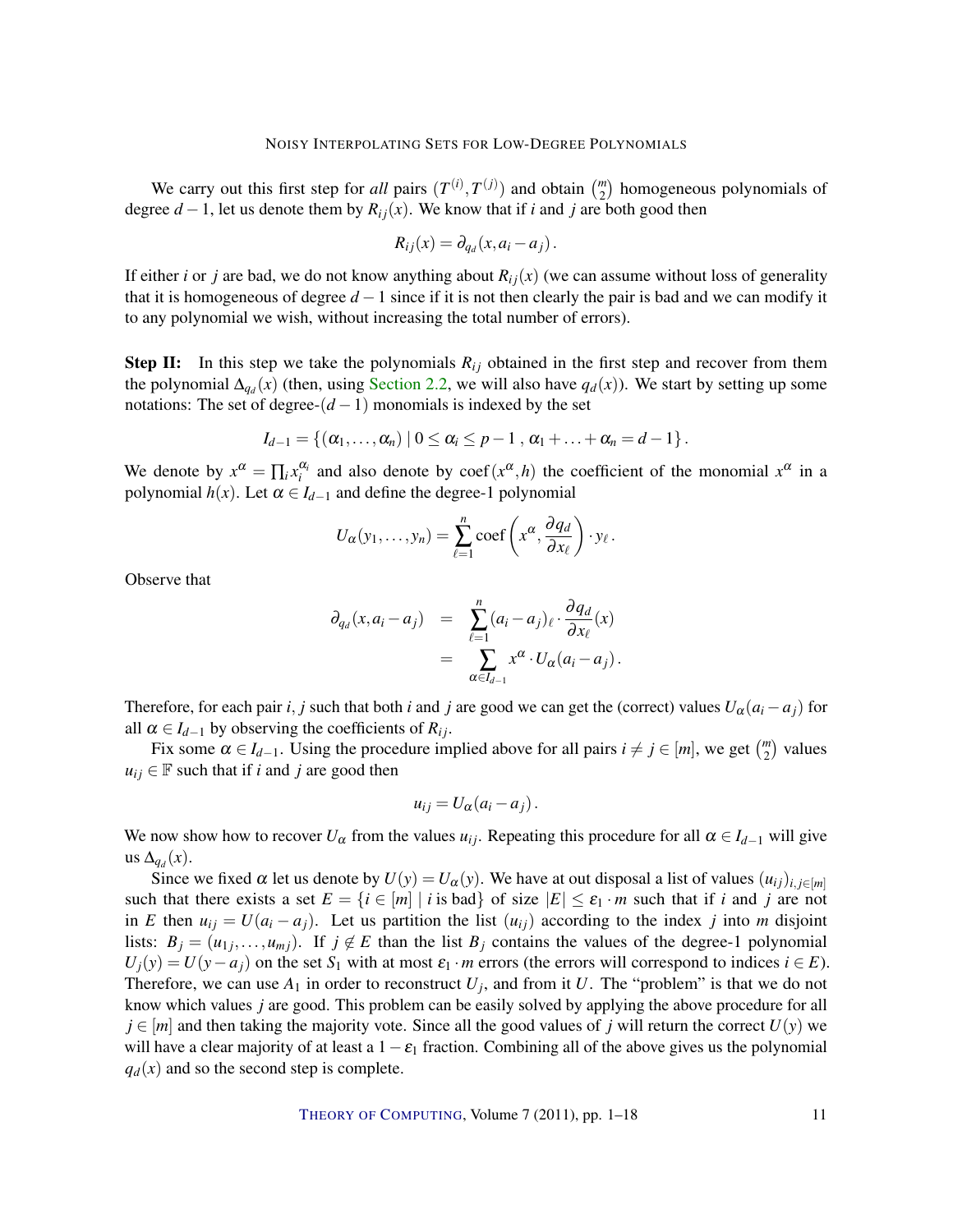We carry out this first step for *all* pairs $(T^{(i)}, T^{(j)})$ and obtain $\binom{m}{2}$ homogeneous polynomials of degree $d-1$, let us denote them by $R_{ij}(x)$. We know that if $i$ and $j$ are both good then

$$R_{ij}(x) = \partial_{q_d}(x, a_i - a_j)\,.$$

If either $i$ or $j$ are bad, we do not know anything about $R_{ij}(x)$ (we can assume without loss of generality that it is homogeneous of degree $d-1$ since if it is not then clearly the pair is bad and we can modify it to any polynomial we wish, without increasing the total number of errors).

**Step II:** In this step we take the polynomials $R_{ij}$ obtained in the first step and recover from them the polynomial $\Delta_{q_d}(x)$ (then, using Section 2.2, we will also have $q_d(x)$). We start by setting up some notations: The set of degree-$(d-1)$ monomials is indexed by the set

$$I_{d-1} = \{(\alpha_1, \ldots, \alpha_n) \mid 0 \le \alpha_i \le p-1\,,\, \alpha_1 + \ldots + \alpha_n = d-1\}\,.$$

We denote by $x^\alpha = \prod_i x_i^{\alpha_i}$ and also denote by $\mathrm{coef}(x^\alpha, h)$ the coefficient of the monomial $x^\alpha$ in a polynomial $h(x)$. Let $\alpha \in I_{d-1}$ and define the degree-1 polynomial

$$U_\alpha(y_1, \ldots, y_n) = \sum_{\ell=1}^{n} \mathrm{coef}\left(x^\alpha, \frac{\partial q_d}{\partial x_\ell}\right) \cdot y_\ell\,.$$

Observe that

$$\begin{aligned}
\partial_{q_d}(x, a_i - a_j) &= \sum_{\ell=1}^{n} (a_i - a_j)_\ell \cdot \frac{\partial q_d}{\partial x_\ell}(x) \\
&= \sum_{\alpha \in I_{d-1}} x^\alpha \cdot U_\alpha(a_i - a_j)\,.
\end{aligned}$$

Therefore, for each pair $i, j$ such that both $i$ and $j$ are good we can get the (correct) values $U_\alpha(a_i - a_j)$ for all $\alpha \in I_{d-1}$ by observing the coefficients of $R_{ij}$.

Fix some $\alpha \in I_{d-1}$. Using the procedure implied above for all pairs $i \ne j \in [m]$, we get $\binom{m}{2}$ values $u_{ij} \in \mathbb{F}$ such that if $i$ and $j$ are good then

$$u_{ij} = U_\alpha(a_i - a_j)\,.$$

We now show how to recover $U_\alpha$ from the values $u_{ij}$. Repeating this procedure for all $\alpha \in I_{d-1}$ will give us $\Delta_{q_d}(x)$.

Since we fixed $\alpha$ let us denote by $U(y) = U_\alpha(y)$. We have at out disposal a list of values $(u_{ij})_{i,j\in[m]}$ such that there exists a set $E = \{i \in [m] \mid i \text{ is bad}\}$ of size $|E| \le \varepsilon_1 \cdot m$ such that if $i$ and $j$ are not in $E$ then $u_{ij} = U(a_i - a_j)$. Let us partition the list $(u_{ij})$ according to the index $j$ into $m$ disjoint lists: $B_j = (u_{1j}, \ldots, u_{mj})$. If $j \notin E$ than the list $B_j$ contains the values of the degree-1 polynomial $U_j(y) = U(y - a_j)$ on the set $S_1$ with at most $\varepsilon_1 \cdot m$ errors (the errors will correspond to indices $i \in E$). Therefore, we can use $A_1$ in order to reconstruct $U_j$, and from it $U$. The "problem" is that we do not know which values $j$ are good. This problem can be easily solved by applying the above procedure for all $j \in [m]$ and then taking the majority vote. Since all the good values of $j$ will return the correct $U(y)$ we will have a clear majority of at least a $1 - \varepsilon_1$ fraction. Combining all of the above gives us the polynomial $q_d(x)$ and so the second step is complete.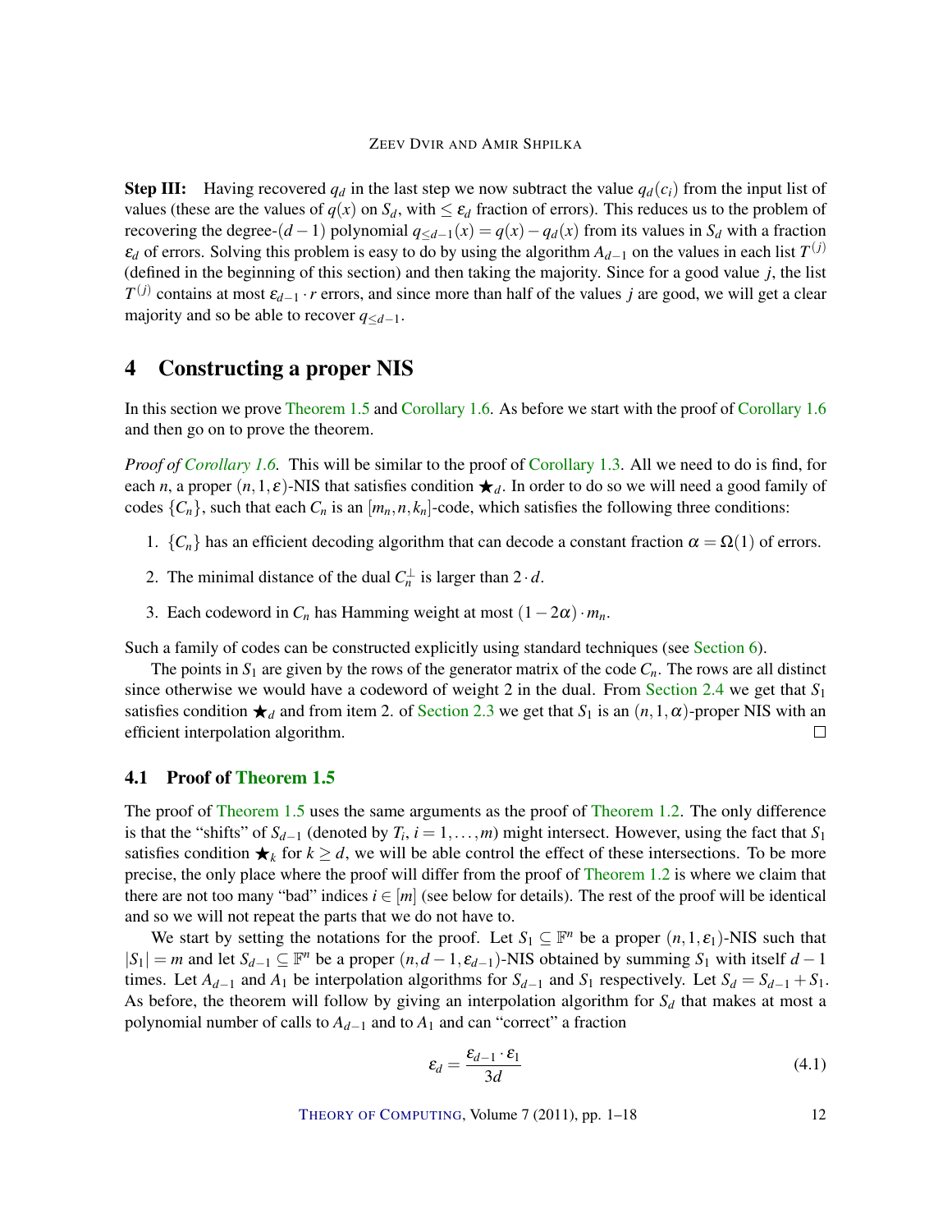**Step III:** Having recovered $q_d$ in the last step we now subtract the value $q_d(c_i)$ from the input list of values (these are the values of $q(x)$ on $S_d$, with $\leq \varepsilon_d$ fraction of errors). This reduces us to the problem of recovering the degree-$(d-1)$ polynomial $q_{\leq d-1}(x) = q(x) - q_d(x)$ from its values in $S_d$ with a fraction $\varepsilon_d$ of errors. Solving this problem is easy to do by using the algorithm $A_{d-1}$ on the values in each list $T^{(j)}$ (defined in the beginning of this section) and then taking the majority. Since for a good value $j$, the list $T^{(j)}$ contains at most $\varepsilon_{d-1} \cdot r$ errors, and since more than half of the values $j$ are good, we will get a clear majority and so be able to recover $q_{\leq d-1}$.

# 4 Constructing a proper NIS

In this section we prove Theorem 1.5 and Corollary 1.6. As before we start with the proof of Corollary 1.6 and then go on to prove the theorem.

*Proof of Corollary 1.6.* This will be similar to the proof of Corollary 1.3. All we need to do is find, for each $n$, a proper $(n,1,\varepsilon)$-NIS that satisfies condition $\bigstar_d$. In order to do so we will need a good family of codes $\{C_n\}$, such that each $C_n$ is an $[m_n, n, k_n]$-code, which satisfies the following three conditions:

1. $\{C_n\}$ has an efficient decoding algorithm that can decode a constant fraction $\alpha = \Omega(1)$ of errors.
2. The minimal distance of the dual $C_n^{\perp}$ is larger than $2 \cdot d$.
3. Each codeword in $C_n$ has Hamming weight at most $(1-2\alpha) \cdot m_n$.

Such a family of codes can be constructed explicitly using standard techniques (see Section 6).

The points in $S_1$ are given by the rows of the generator matrix of the code $C_n$. The rows are all distinct since otherwise we would have a codeword of weight 2 in the dual. From Section 2.4 we get that $S_1$ satisfies condition $\bigstar_d$ and from item 2. of Section 2.3 we get that $S_1$ is an $(n,1,\alpha)$-proper NIS with an efficient interpolation algorithm. $\square$

## 4.1 Proof of Theorem 1.5

The proof of Theorem 1.5 uses the same arguments as the proof of Theorem 1.2. The only difference is that the "shifts" of $S_{d-1}$ (denoted by $T_i$, $i = 1, \ldots, m$) might intersect. However, using the fact that $S_1$ satisfies condition $\bigstar_k$ for $k \geq d$, we will be able control the effect of these intersections. To be more precise, the only place where the proof will differ from the proof of Theorem 1.2 is where we claim that there are not too many "bad" indices $i \in [m]$ (see below for details). The rest of the proof will be identical and so we will not repeat the parts that we do not have to.

We start by setting the notations for the proof. Let $S_1 \subseteq \mathbb{F}^n$ be a proper $(n,1,\varepsilon_1)$-NIS such that $|S_1| = m$ and let $S_{d-1} \subseteq \mathbb{F}^n$ be a proper $(n,d-1,\varepsilon_{d-1})$-NIS obtained by summing $S_1$ with itself $d-1$ times. Let $A_{d-1}$ and $A_1$ be interpolation algorithms for $S_{d-1}$ and $S_1$ respectively. Let $S_d = S_{d-1} + S_1$. As before, the theorem will follow by giving an interpolation algorithm for $S_d$ that makes at most a polynomial number of calls to $A_{d-1}$ and to $A_1$ and can "correct" a fraction

$$\varepsilon_d = \frac{\varepsilon_{d-1} \cdot \varepsilon_1}{3d} \tag{4.1}$$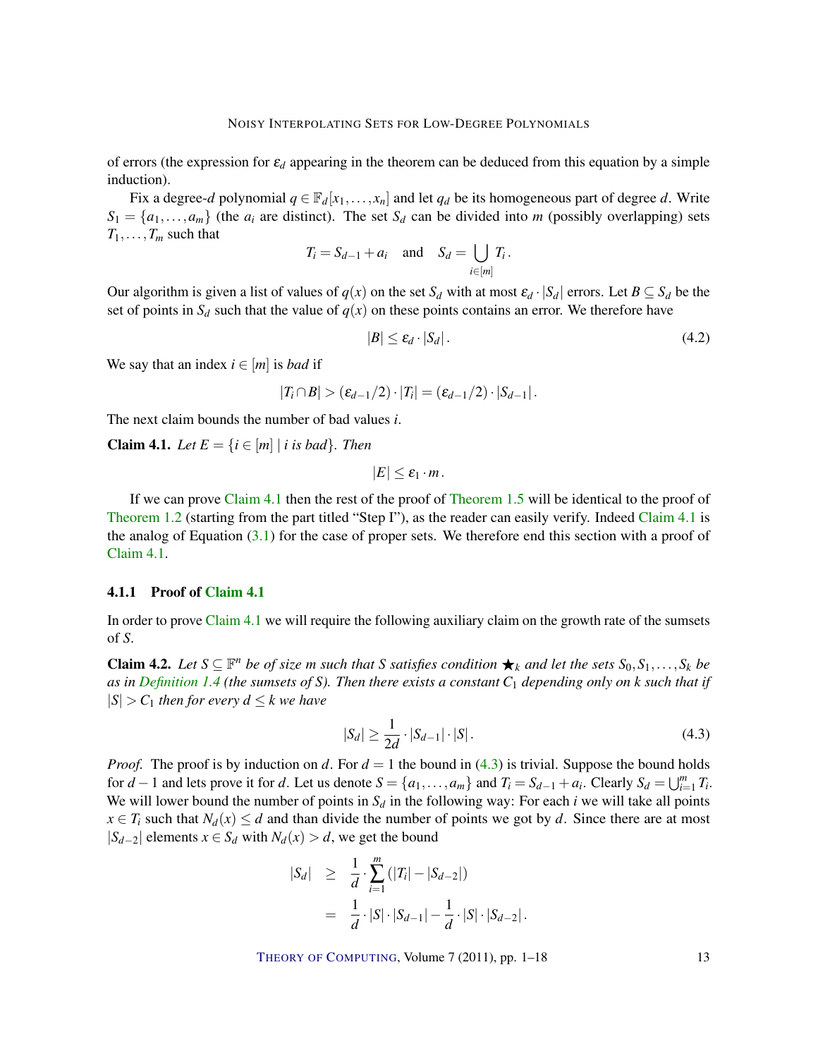of errors (the expression for $\varepsilon_d$ appearing in the theorem can be deduced from this equation by a simple induction).

Fix a degree-$d$ polynomial $q \in \mathbb{F}_d[x_1,\dots,x_n]$ and let $q_d$ be its homogeneous part of degree $d$. Write $S_1 = \{a_1,\dots,a_m\}$ (the $a_i$ are distinct). The set $S_d$ can be divided into $m$ (possibly overlapping) sets $T_1,\dots,T_m$ such that

$$T_i = S_{d-1} + a_i \quad \text{and} \quad S_d = \bigcup_{i \in [m]} T_i \,.$$

Our algorithm is given a list of values of $q(x)$ on the set $S_d$ with at most $\varepsilon_d \cdot |S_d|$ errors. Let $B \subseteq S_d$ be the set of points in $S_d$ such that the value of $q(x)$ on these points contains an error. We therefore have

$$|B| \le \varepsilon_d \cdot |S_d| \,. \tag{4.2}$$

We say that an index $i \in [m]$ is *bad* if

$$|T_i \cap B| > (\varepsilon_{d-1}/2) \cdot |T_i| = (\varepsilon_{d-1}/2) \cdot |S_{d-1}| \,.$$

The next claim bounds the number of bad values $i$.

**Claim 4.1.** *Let $E = \{i \in [m] \mid i \text{ is bad}\}$. Then*

$$|E| \le \varepsilon_1 \cdot m \,.$$

If we can prove Claim 4.1 then the rest of the proof of Theorem 1.5 will be identical to the proof of Theorem 1.2 (starting from the part titled "Step I"), as the reader can easily verify. Indeed Claim 4.1 is the analog of Equation (3.1) for the case of proper sets. We therefore end this section with a proof of Claim 4.1.

### 4.1.1 Proof of Claim 4.1

In order to prove Claim 4.1 we will require the following auxiliary claim on the growth rate of the sumsets of $S$.

**Claim 4.2.** *Let $S \subseteq \mathbb{F}^n$ be of size $m$ such that $S$ satisfies condition $\bigstar_k$ and let the sets $S_0, S_1, \dots, S_k$ be as in Definition 1.4 (the sumsets of $S$). Then there exists a constant $C_1$ depending only on $k$ such that if $|S| > C_1$ then for every $d \le k$ we have*

$$|S_d| \ge \frac{1}{2d} \cdot |S_{d-1}| \cdot |S| \,. \tag{4.3}$$

*Proof.* The proof is by induction on $d$. For $d = 1$ the bound in (4.3) is trivial. Suppose the bound holds for $d-1$ and lets prove it for $d$. Let us denote $S = \{a_1,\dots,a_m\}$ and $T_i = S_{d-1} + a_i$. Clearly $S_d = \bigcup_{i=1}^m T_i$. We will lower bound the number of points in $S_d$ in the following way: For each $i$ we will take all points $x \in T_i$ such that $N_d(x) \le d$ and than divide the number of points we got by $d$. Since there are at most $|S_{d-2}|$ elements $x \in S_d$ with $N_d(x) > d$, we get the bound

$$\begin{aligned}
|S_d| &\ge \frac{1}{d} \cdot \sum_{i=1}^{m} \left(|T_i| - |S_{d-2}|\right) \\
&= \frac{1}{d} \cdot |S| \cdot |S_{d-1}| - \frac{1}{d} \cdot |S| \cdot |S_{d-2}| \,.
\end{aligned}$$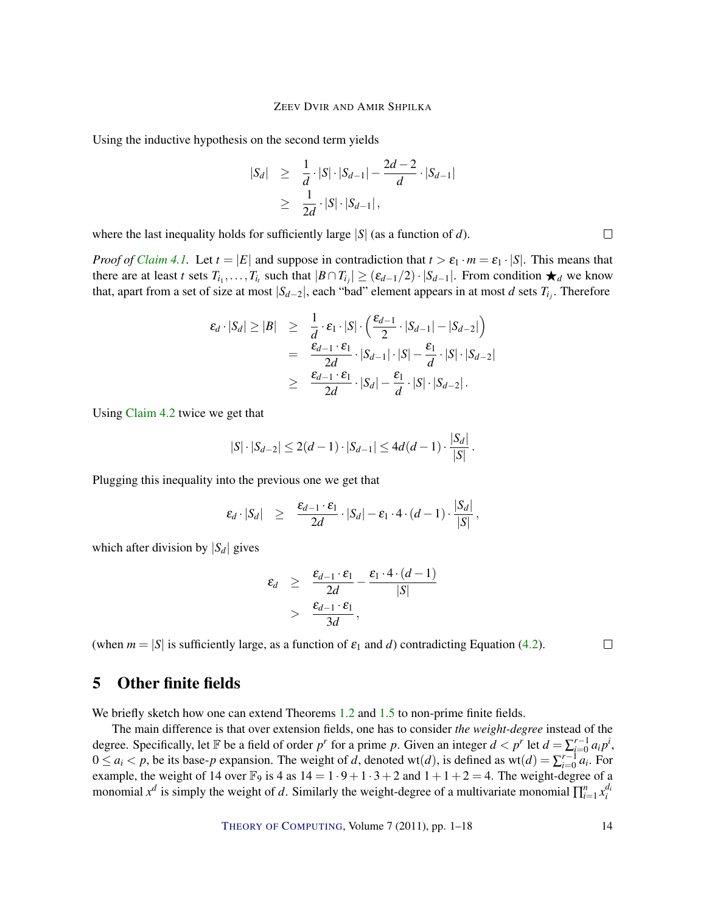Using the inductive hypothesis on the second term yields

$$
\begin{aligned}
|S_d| &\geq \frac{1}{d} \cdot |S| \cdot |S_{d-1}| - \frac{2d-2}{d} \cdot |S_{d-1}| \\
&\geq \frac{1}{2d} \cdot |S| \cdot |S_{d-1}|,
\end{aligned}
$$

where the last inequality holds for sufficiently large $|S|$ (as a function of $d$). ◻

*Proof of Claim 4.1.* Let $t = |E|$ and suppose in contradiction that $t > \varepsilon_1 \cdot m = \varepsilon_1 \cdot |S|$. This means that there are at least $t$ sets $T_{i_1}, \ldots, T_{i_t}$ such that $|B \cap T_{i_j}| \geq (\varepsilon_{d-1}/2) \cdot |S_{d-1}|$. From condition $\bigstar_d$ we know that, apart from a set of size at most $|S_{d-2}|$, each "bad" element appears in at most $d$ sets $T_{i_j}$. Therefore

$$
\begin{aligned}
\varepsilon_d \cdot |S_d| \geq |B| &\geq \frac{1}{d} \cdot \varepsilon_1 \cdot |S| \cdot \left( \frac{\varepsilon_{d-1}}{2} \cdot |S_{d-1}| - |S_{d-2}| \right) \\
&= \frac{\varepsilon_{d-1} \cdot \varepsilon_1}{2d} \cdot |S_{d-1}| \cdot |S| - \frac{\varepsilon_1}{d} \cdot |S| \cdot |S_{d-2}| \\
&\geq \frac{\varepsilon_{d-1} \cdot \varepsilon_1}{2d} \cdot |S_d| - \frac{\varepsilon_1}{d} \cdot |S| \cdot |S_{d-2}|.
\end{aligned}
$$

Using Claim 4.2 twice we get that

$$
|S| \cdot |S_{d-2}| \leq 2(d-1) \cdot |S_{d-1}| \leq 4d(d-1) \cdot \frac{|S_d|}{|S|}.
$$

Plugging this inequality into the previous one we get that

$$
\varepsilon_d \cdot |S_d| \geq \frac{\varepsilon_{d-1} \cdot \varepsilon_1}{2d} \cdot |S_d| - \varepsilon_1 \cdot 4 \cdot (d-1) \cdot \frac{|S_d|}{|S|},
$$

which after division by $|S_d|$ gives

$$
\begin{aligned}
\varepsilon_d &\geq \frac{\varepsilon_{d-1} \cdot \varepsilon_1}{2d} - \frac{\varepsilon_1 \cdot 4 \cdot (d-1)}{|S|} \\
&> \frac{\varepsilon_{d-1} \cdot \varepsilon_1}{3d},
\end{aligned}
$$

(when $m = |S|$ is sufficiently large, as a function of $\varepsilon_1$ and $d$) contradicting Equation (4.2). ◻

## 5 Other finite fields

We briefly sketch how one can extend Theorems 1.2 and 1.5 to non-prime finite fields.

The main difference is that over extension fields, one has to consider *the weight-degree* instead of the degree. Specifically, let $\mathbb{F}$ be a field of order $p^r$ for a prime $p$. Given an integer $d < p^r$ let $d = \sum_{i=0}^{r-1} a_i p^i$, $0 \leq a_i < p$, be its base-$p$ expansion. The weight of $d$, denoted $\mathrm{wt}(d)$, is defined as $\mathrm{wt}(d) = \sum_{i=0}^{r-1} a_i$. For example, the weight of 14 over $\mathbb{F}_9$ is 4 as $14 = 1 \cdot 9 + 1 \cdot 3 + 2$ and $1 + 1 + 2 = 4$. The weight-degree of a monomial $x^d$ is simply the weight of $d$. Similarly the weight-degree of a multivariate monomial $\prod_{i=1}^{n} x_i^{d_i}$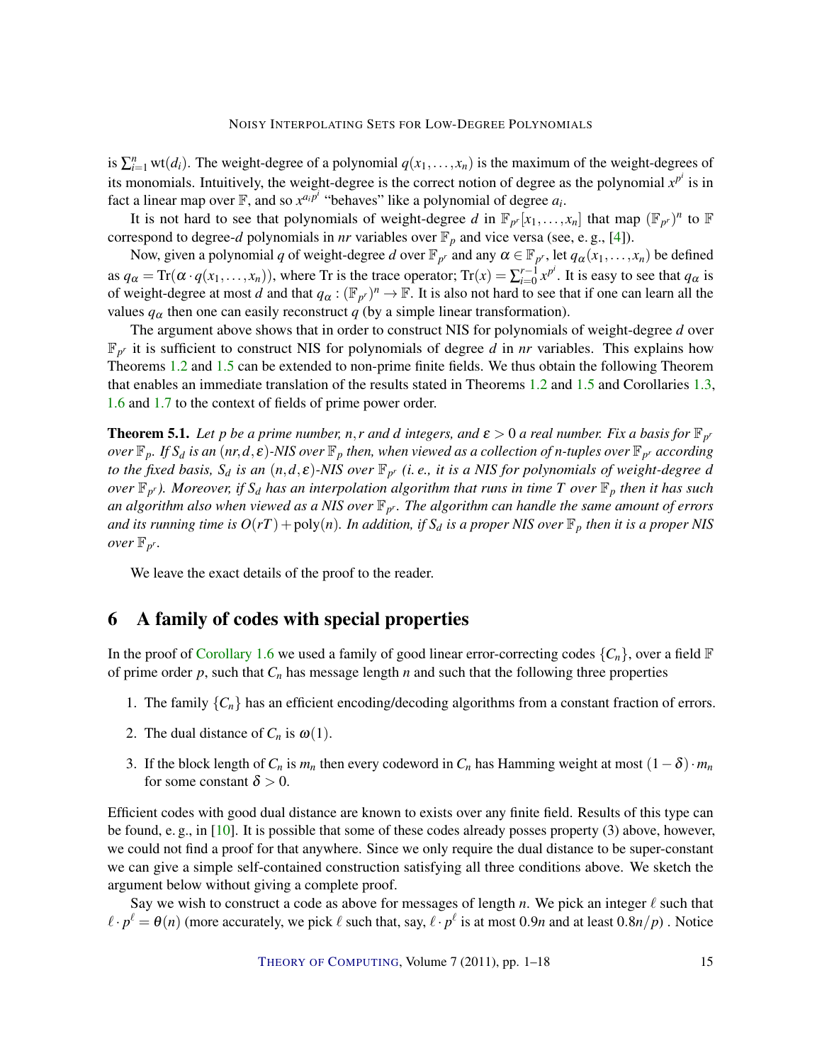is $\sum_{i=1}^{n} \mathrm{wt}(d_i)$. The weight-degree of a polynomial $q(x_1,\ldots,x_n)$ is the maximum of the weight-degrees of its monomials. Intuitively, the weight-degree is the correct notion of degree as the polynomial $x^{p^i}$ is in fact a linear map over $\mathbb{F}$, and so $x^{a_i p^i}$ "behaves" like a polynomial of degree $a_i$.

It is not hard to see that polynomials of weight-degree $d$ in $\mathbb{F}_{p^r}[x_1,\ldots,x_n]$ that map $(\mathbb{F}_{p^r})^n$ to $\mathbb{F}$ correspond to degree-$d$ polynomials in $nr$ variables over $\mathbb{F}_p$ and vice versa (see, e. g., [4]).

Now, given a polynomial $q$ of weight-degree $d$ over $\mathbb{F}_{p^r}$ and any $\alpha \in \mathbb{F}_{p^r}$, let $q_\alpha(x_1,\ldots,x_n)$ be defined as $q_\alpha = \mathrm{Tr}(\alpha \cdot q(x_1,\ldots,x_n))$, where Tr is the trace operator; $\mathrm{Tr}(x) = \sum_{i=0}^{r-1} x^{p^i}$. It is easy to see that $q_\alpha$ is of weight-degree at most $d$ and that $q_\alpha : (\mathbb{F}_{p^r})^n \to \mathbb{F}$. It is also not hard to see that if one can learn all the values $q_\alpha$ then one can easily reconstruct $q$ (by a simple linear transformation).

The argument above shows that in order to construct NIS for polynomials of weight-degree $d$ over $\mathbb{F}_{p^r}$ it is sufficient to construct NIS for polynomials of degree $d$ in $nr$ variables. This explains how Theorems 1.2 and 1.5 can be extended to non-prime finite fields. We thus obtain the following Theorem that enables an immediate translation of the results stated in Theorems 1.2 and 1.5 and Corollaries 1.3, 1.6 and 1.7 to the context of fields of prime power order.

**Theorem 5.1.** *Let $p$ be a prime number, $n,r$ and $d$ integers, and $\varepsilon > 0$ a real number. Fix a basis for $\mathbb{F}_{p^r}$ over $\mathbb{F}_p$. If $S_d$ is an $(nr,d,\varepsilon)$-NIS over $\mathbb{F}_p$ then, when viewed as a collection of $n$-tuples over $\mathbb{F}_{p^r}$ according to the fixed basis, $S_d$ is an $(n,d,\varepsilon)$-NIS over $\mathbb{F}_{p^r}$ (i. e., it is a NIS for polynomials of weight-degree $d$ over $\mathbb{F}_{p^r}$). Moreover, if $S_d$ has an interpolation algorithm that runs in time $T$ over $\mathbb{F}_p$ then it has such an algorithm also when viewed as a NIS over $\mathbb{F}_{p^r}$. The algorithm can handle the same amount of errors and its running time is $O(rT) + \mathrm{poly}(n)$. In addition, if $S_d$ is a proper NIS over $\mathbb{F}_p$ then it is a proper NIS over $\mathbb{F}_{p^r}$.*

We leave the exact details of the proof to the reader.

# 6 A family of codes with special properties

In the proof of Corollary 1.6 we used a family of good linear error-correcting codes $\{C_n\}$, over a field $\mathbb{F}$ of prime order $p$, such that $C_n$ has message length $n$ and such that the following three properties

1. The family $\{C_n\}$ has an efficient encoding/decoding algorithms from a constant fraction of errors.
2. The dual distance of $C_n$ is $\omega(1)$.
3. If the block length of $C_n$ is $m_n$ then every codeword in $C_n$ has Hamming weight at most $(1-\delta)\cdot m_n$ for some constant $\delta > 0$.

Efficient codes with good dual distance are known to exists over any finite field. Results of this type can be found, e. g., in [10]. It is possible that some of these codes already posses property (3) above, however, we could not find a proof for that anywhere. Since we only require the dual distance to be super-constant we can give a simple self-contained construction satisfying all three conditions above. We sketch the argument below without giving a complete proof.

Say we wish to construct a code as above for messages of length $n$. We pick an integer $\ell$ such that $\ell \cdot p^\ell = \theta(n)$ (more accurately, we pick $\ell$ such that, say, $\ell \cdot p^\ell$ is at most $0.9n$ and at least $0.8n/p$) . Notice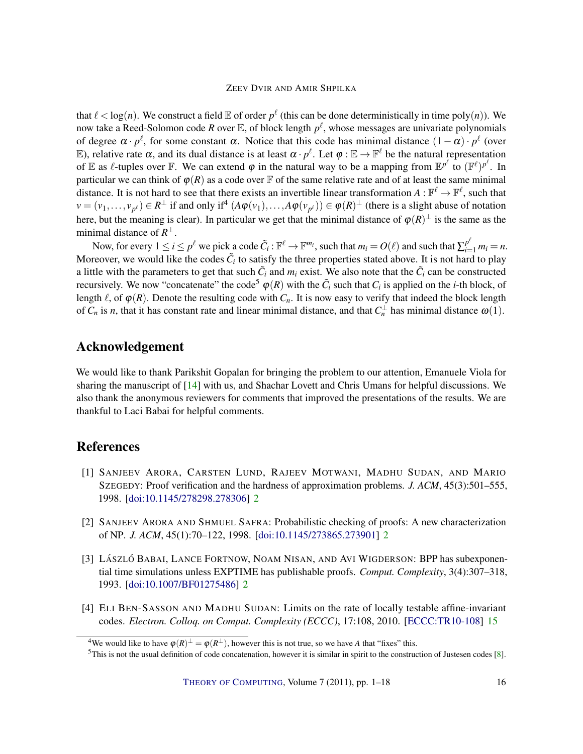that $\ell < \log(n)$. We construct a field $\mathbb{E}$ of order $p^\ell$ (this can be done deterministically in time poly$(n)$). We now take a Reed-Solomon code $R$ over $\mathbb{E}$, of block length $p^\ell$, whose messages are univariate polynomials of degree $\alpha \cdot p^\ell$, for some constant $\alpha$. Notice that this code has minimal distance $(1-\alpha)\cdot p^\ell$ (over $\mathbb{E}$), relative rate $\alpha$, and its dual distance is at least $\alpha \cdot p^\ell$. Let $\varphi : \mathbb{E} \to \mathbb{F}^\ell$ be the natural representation of $\mathbb{E}$ as $\ell$-tuples over $\mathbb{F}$. We can extend $\varphi$ in the natural way to be a mapping from $\mathbb{E}^{p^\ell}$ to $(\mathbb{F}^\ell)^{p^\ell}$. In particular we can think of $\varphi(R)$ as a code over $\mathbb{F}$ of the same relative rate and of at least the same minimal distance. It is not hard to see that there exists an invertible linear transformation $A : \mathbb{F}^\ell \to \mathbb{F}^\ell$, such that $v = (v_1, \ldots, v_{p^\ell}) \in R^\perp$ if and only if[4] $(A\varphi(v_1), \ldots, A\varphi(v_{p^\ell})) \in \varphi(R)^\perp$ (there is a slight abuse of notation here, but the meaning is clear). In particular we get that the minimal distance of $\varphi(R)^\perp$ is the same as the minimal distance of $R^\perp$.

Now, for every $1 \le i \le p^\ell$ we pick a code $\tilde{C}_i : \mathbb{F}^\ell \to \mathbb{F}^{m_i}$, such that $m_i = O(\ell)$ and such that $\sum_{i=1}^{p^\ell} m_i = n$. Moreover, we would like the codes $\tilde{C}_i$ to satisfy the three properties stated above. It is not hard to play a little with the parameters to get that such $\tilde{C}_i$ and $m_i$ exist. We also note that the $\tilde{C}_i$ can be constructed recursively. We now "concatenate" the code[5] $\varphi(R)$ with the $\tilde{C}_i$ such that $C_i$ is applied on the $i$-th block, of length $\ell$, of $\varphi(R)$. Denote the resulting code with $C_n$. It is now easy to verify that indeed the block length of $C_n$ is $n$, that it has constant rate and linear minimal distance, and that $C_n^\perp$ has minimal distance $\omega(1)$.

## Acknowledgement

We would like to thank Parikshit Gopalan for bringing the problem to our attention, Emanuele Viola for sharing the manuscript of [14] with us, and Shachar Lovett and Chris Umans for helpful discussions. We also thank the anonymous reviewers for comments that improved the presentations of the results. We are thankful to Laci Babai for helpful comments.

## References

[1] Sanjeev Arora, Carsten Lund, Rajeev Motwani, Madhu Sudan, and Mario Szegedy: Proof verification and the hardness of approximation problems. *J. ACM*, 45(3):501–555, 1998. [doi:10.1145/278298.278306] 2

[2] Sanjeev Arora and Shmuel Safra: Probabilistic checking of proofs: A new characterization of NP. *J. ACM*, 45(1):70–122, 1998. [doi:10.1145/273865.273901] 2

[3] László Babai, Lance Fortnow, Noam Nisan, and Avi Wigderson: BPP has subexponential time simulations unless EXPTIME has publishable proofs. *Comput. Complexity*, 3(4):307–318, 1993. [doi:10.1007/BF01275486] 2

[4] Eli Ben-Sasson and Madhu Sudan: Limits on the rate of locally testable affine-invariant codes. *Electron. Colloq. on Comput. Complexity (ECCC)*, 17:108, 2010. [ECCC:TR10-108] 15

[4] We would like to have $\varphi(R)^\perp = \varphi(R^\perp)$, however this is not true, so we have $A$ that "fixes" this.

[5] This is not the usual definition of code concatenation, however it is similar in spirit to the construction of Justesen codes [8].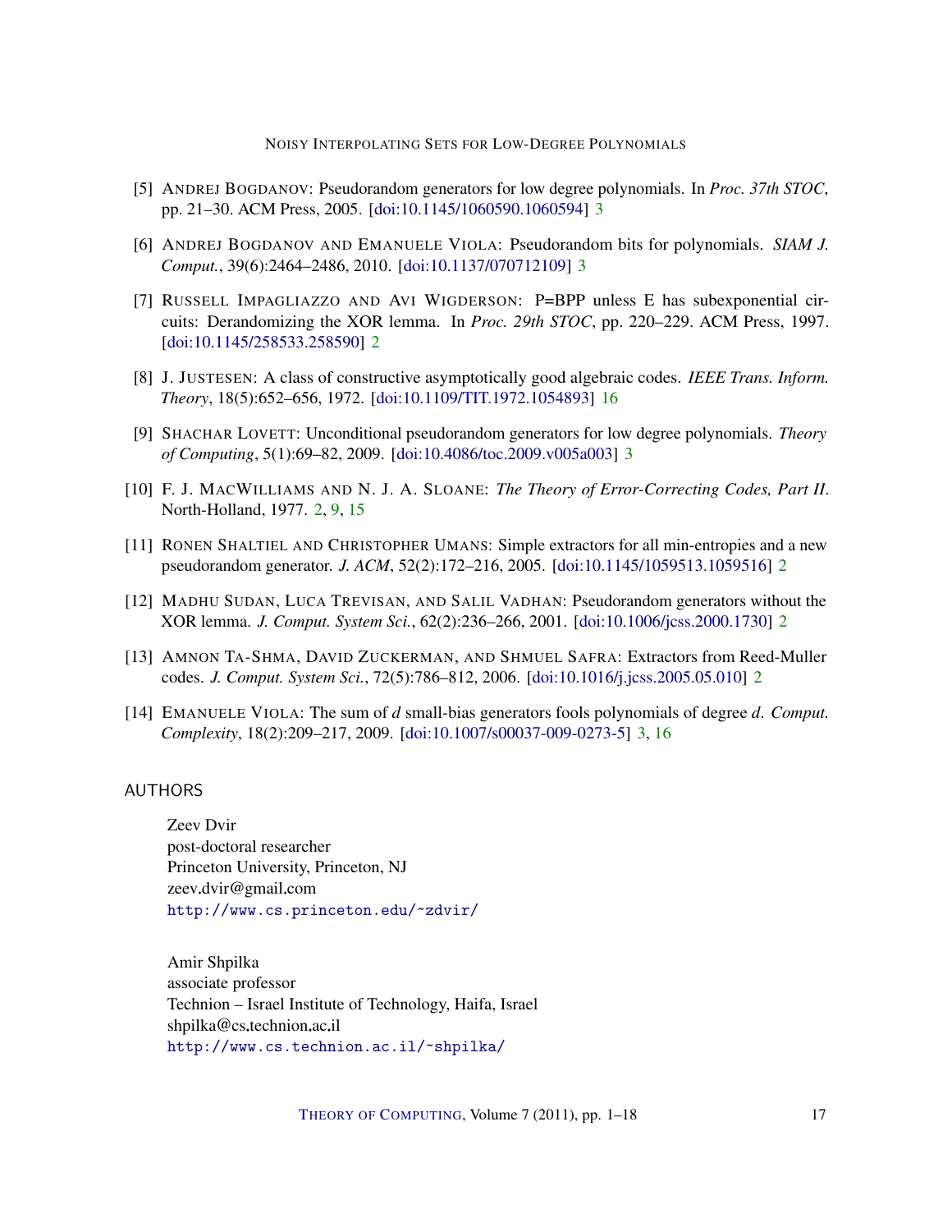[5] ANDREJ BOGDANOV: Pseudorandom generators for low degree polynomials. In *Proc. 37th STOC*, pp. 21–30. ACM Press, 2005. [doi:10.1145/1060590.1060594] 3

[6] ANDREJ BOGDANOV AND EMANUELE VIOLA: Pseudorandom bits for polynomials. *SIAM J. Comput.*, 39(6):2464–2486, 2010. [doi:10.1137/070712109] 3

[7] RUSSELL IMPAGLIAZZO AND AVI WIGDERSON: P=BPP unless E has subexponential circuits: Derandomizing the XOR lemma. In *Proc. 29th STOC*, pp. 220–229. ACM Press, 1997. [doi:10.1145/258533.258590] 2

[8] J. JUSTESEN: A class of constructive asymptotically good algebraic codes. *IEEE Trans. Inform. Theory*, 18(5):652–656, 1972. [doi:10.1109/TIT.1972.1054893] 16

[9] SHACHAR LOVETT: Unconditional pseudorandom generators for low degree polynomials. *Theory of Computing*, 5(1):69–82, 2009. [doi:10.4086/toc.2009.v005a003] 3

[10] F. J. MACWILLIAMS AND N. J. A. SLOANE: *The Theory of Error-Correcting Codes, Part II*. North-Holland, 1977. 2, 9, 15

[11] RONEN SHALTIEL AND CHRISTOPHER UMANS: Simple extractors for all min-entropies and a new pseudorandom generator. *J. ACM*, 52(2):172–216, 2005. [doi:10.1145/1059513.1059516] 2

[12] MADHU SUDAN, LUCA TREVISAN, AND SALIL VADHAN: Pseudorandom generators without the XOR lemma. *J. Comput. System Sci.*, 62(2):236–266, 2001. [doi:10.1006/jcss.2000.1730] 2

[13] AMNON TA-SHMA, DAVID ZUCKERMAN, AND SHMUEL SAFRA: Extractors from Reed-Muller codes. *J. Comput. System Sci.*, 72(5):786–812, 2006. [doi:10.1016/j.jcss.2005.05.010] 2

[14] EMANUELE VIOLA: The sum of $d$ small-bias generators fools polynomials of degree $d$. *Comput. Complexity*, 18(2):209–217, 2009. [doi:10.1007/s00037-009-0273-5] 3, 16

## AUTHORS

Zeev Dvir
post-doctoral researcher
Princeton University, Princeton, NJ
zeev.dvir@gmail.com
http://www.cs.princeton.edu/~zdvir/

Amir Shpilka
associate professor
Technion – Israel Institute of Technology, Haifa, Israel
shpilka@cs.technion.ac.il
http://www.cs.technion.ac.il/~shpilka/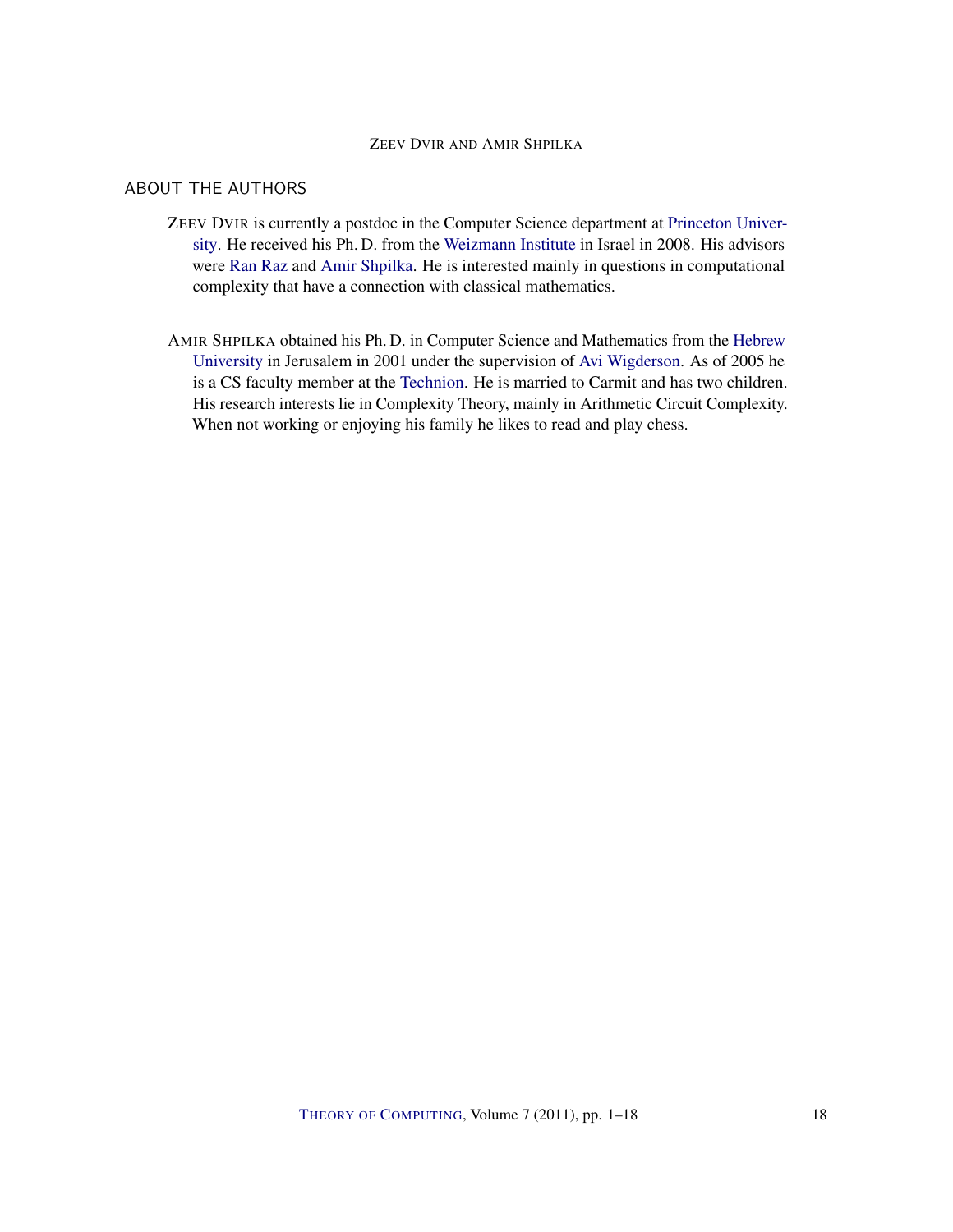## ABOUT THE AUTHORS

ZEEV DVIR is currently a postdoc in the Computer Science department at Princeton University. He received his Ph. D. from the Weizmann Institute in Israel in 2008. His advisors were Ran Raz and Amir Shpilka. He is interested mainly in questions in computational complexity that have a connection with classical mathematics.

AMIR SHPILKA obtained his Ph. D. in Computer Science and Mathematics from the Hebrew University in Jerusalem in 2001 under the supervision of Avi Wigderson. As of 2005 he is a CS faculty member at the Technion. He is married to Carmit and has two children. His research interests lie in Complexity Theory, mainly in Arithmetic Circuit Complexity. When not working or enjoying his family he likes to read and play chess.